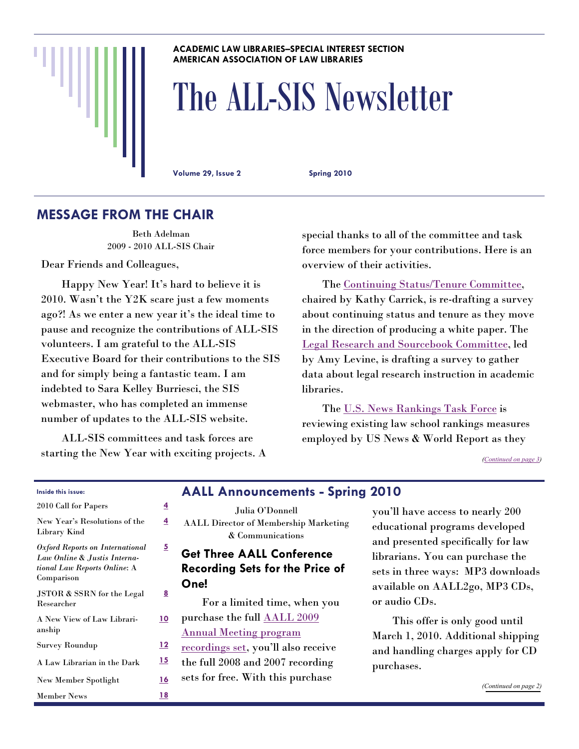ACADEMIC LAW LIBRARIES–SPECIAL INTEREST SECTION
AMERICAN ASSOCIATION OF LAW LIBRARIES

# The ALL-SIS Newsletter

**Volume 29, Issue 2** **Spring 2010**

## MESSAGE FROM THE CHAIR

Beth Adelman
2009 - 2010 ALL-SIS Chair

Dear Friends and Colleagues,

Happy New Year! It's hard to believe it is 2010. Wasn't the Y2K scare just a few moments ago?! As we enter a new year it's the ideal time to pause and recognize the contributions of ALL-SIS volunteers. I am grateful to the ALL-SIS Executive Board for their contributions to the SIS and for simply being a fantastic team. I am indebted to Sara Kelley Burriesci, the SIS webmaster, who has completed an immense number of updates to the ALL-SIS website.

ALL-SIS committees and task forces are starting the New Year with exciting projects. A special thanks to all of the committee and task force members for your contributions. Here is an overview of their activities.

The Continuing Status/Tenure Committee, chaired by Kathy Carrick, is re-drafting a survey about continuing status and tenure as they move in the direction of producing a white paper. The Legal Research and Sourcebook Committee, led by Amy Levine, is drafting a survey to gather data about legal research instruction in academic libraries.

The U.S. News Rankings Task Force is reviewing existing law school rankings measures employed by US News & World Report as they

*(Continued on page 3)*

**Inside this issue:**

| | |
|---|---|
| 2010 Call for Papers | 4 |
| New Year's Resolutions of the Library Kind | 4 |
| *Oxford Reports on International Law Online* & *Justis International Law Reports Online*: A Comparison | 5 |
| JSTOR & SSRN for the Legal Researcher | 8 |
| A New View of Law Librarianship | 10 |
| Survey Roundup | 12 |
| A Law Librarian in the Dark | 15 |
| New Member Spotlight | 16 |
| Member News | 18 |

## AALL Announcements - Spring 2010

Julia O'Donnell
AALL Director of Membership Marketing & Communications

### Get Three AALL Conference Recording Sets for the Price of One!

For a limited time, when you purchase the full AALL 2009 Annual Meeting program recordings set, you'll also receive the full 2008 and 2007 recording sets for free. With this purchase you'll have access to nearly 200 educational programs developed and presented specifically for law librarians. You can purchase the sets in three ways: MP3 downloads available on AALL2go, MP3 CDs, or audio CDs.

This offer is only good until March 1, 2010. Additional shipping and handling charges apply for CD purchases.

*(Continued on page 2)*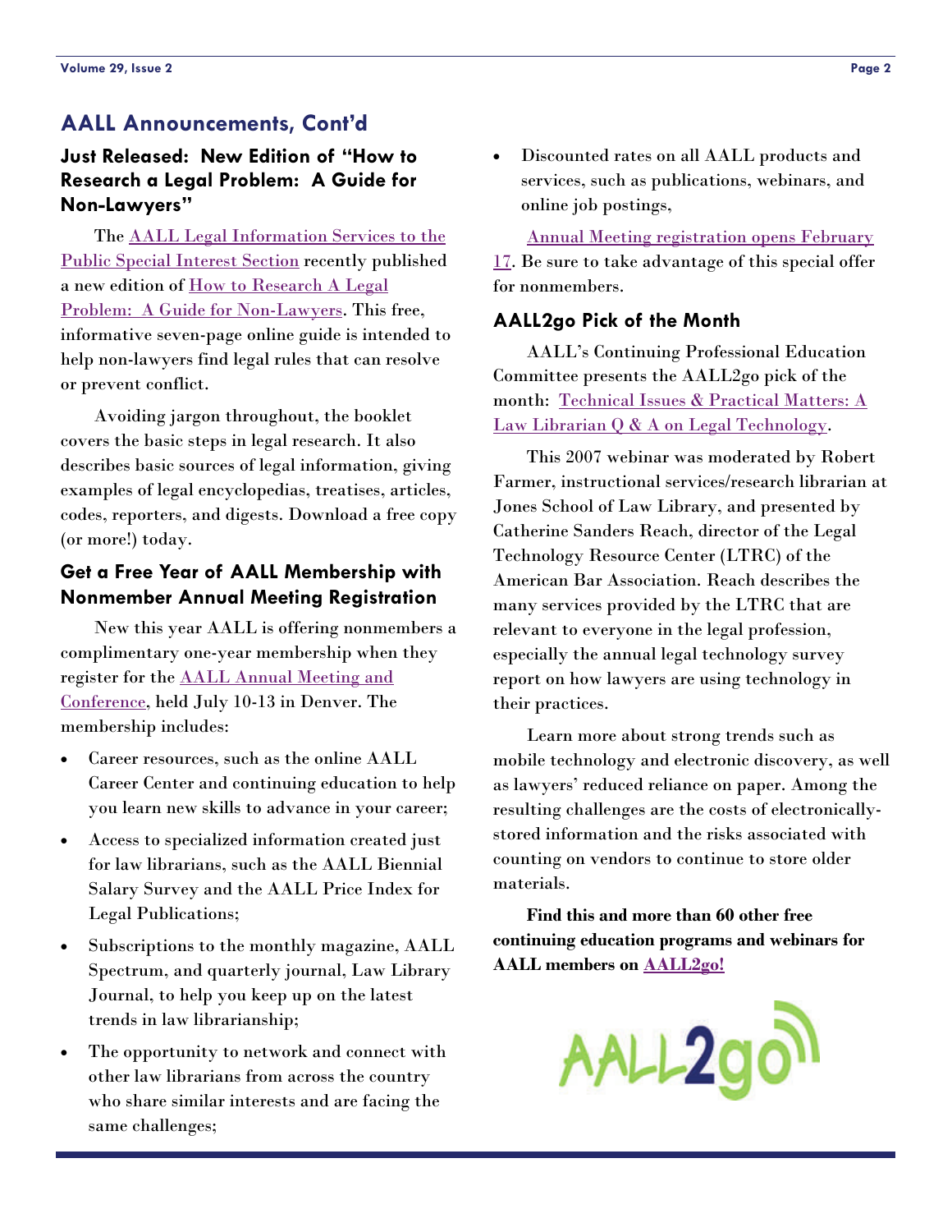## AALL Announcements, Cont'd

### Just Released: New Edition of "How to Research a Legal Problem: A Guide for Non-Lawyers"

The AALL Legal Information Services to the Public Special Interest Section recently published a new edition of How to Research A Legal Problem: A Guide for Non-Lawyers. This free, informative seven-page online guide is intended to help non-lawyers find legal rules that can resolve or prevent conflict.

Avoiding jargon throughout, the booklet covers the basic steps in legal research. It also describes basic sources of legal information, giving examples of legal encyclopedias, treatises, articles, codes, reporters, and digests. Download a free copy (or more!) today.

### Get a Free Year of AALL Membership with Nonmember Annual Meeting Registration

New this year AALL is offering nonmembers a complimentary one-year membership when they register for the AALL Annual Meeting and Conference, held July 10-13 in Denver. The membership includes:

- Career resources, such as the online AALL Career Center and continuing education to help you learn new skills to advance in your career;
- Access to specialized information created just for law librarians, such as the AALL Biennial Salary Survey and the AALL Price Index for Legal Publications;
- Subscriptions to the monthly magazine, AALL Spectrum, and quarterly journal, Law Library Journal, to help you keep up on the latest trends in law librarianship;
- The opportunity to network and connect with other law librarians from across the country who share similar interests and are facing the same challenges;
- Discounted rates on all AALL products and services, such as publications, webinars, and online job postings,

Annual Meeting registration opens February 17. Be sure to take advantage of this special offer for nonmembers.

### AALL2go Pick of the Month

AALL's Continuing Professional Education Committee presents the AALL2go pick of the month: Technical Issues & Practical Matters: A Law Librarian Q & A on Legal Technology.

This 2007 webinar was moderated by Robert Farmer, instructional services/research librarian at Jones School of Law Library, and presented by Catherine Sanders Reach, director of the Legal Technology Resource Center (LTRC) of the American Bar Association. Reach describes the many services provided by the LTRC that are relevant to everyone in the legal profession, especially the annual legal technology survey report on how lawyers are using technology in their practices.

Learn more about strong trends such as mobile technology and electronic discovery, as well as lawyers' reduced reliance on paper. Among the resulting challenges are the costs of electronically-stored information and the risks associated with counting on vendors to continue to store older materials.

**Find this and more than 60 other free continuing education programs and webinars for AALL members on AALL2go!**

AALL2go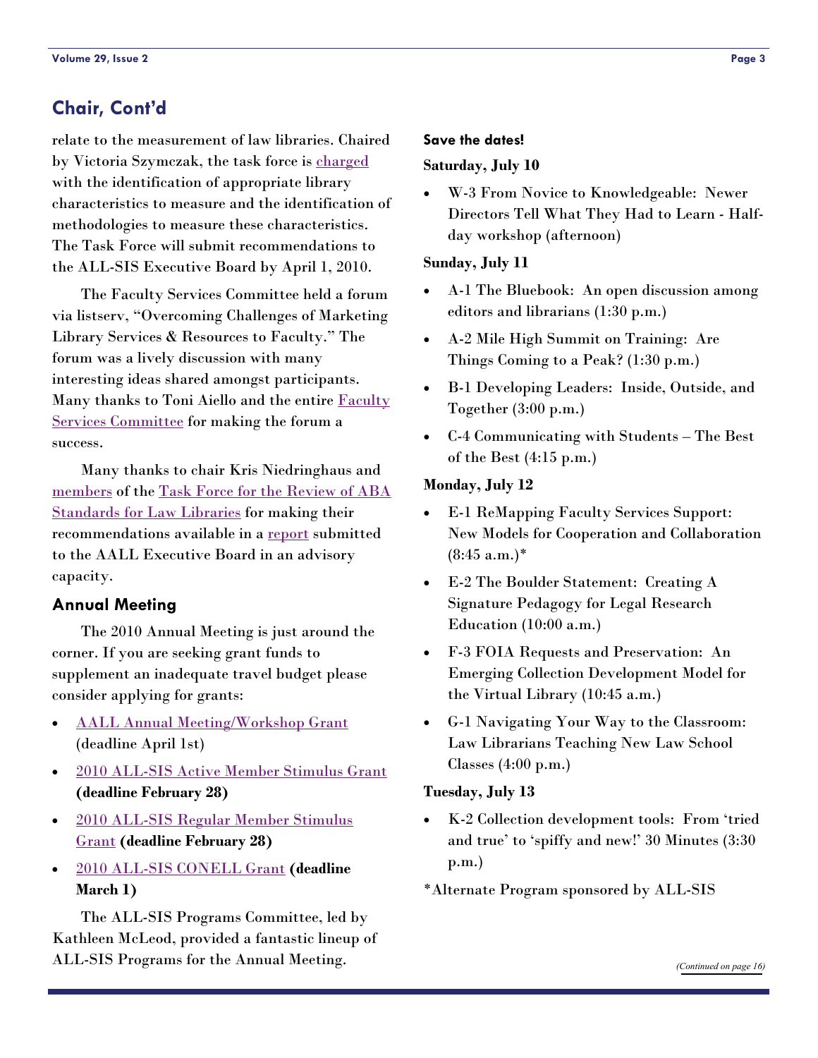## Chair, Cont'd

relate to the measurement of law libraries. Chaired by Victoria Szymczak, the task force is charged with the identification of appropriate library characteristics to measure and the identification of methodologies to measure these characteristics. The Task Force will submit recommendations to the ALL-SIS Executive Board by April 1, 2010.

The Faculty Services Committee held a forum via listserv, "Overcoming Challenges of Marketing Library Services & Resources to Faculty." The forum was a lively discussion with many interesting ideas shared amongst participants. Many thanks to Toni Aiello and the entire Faculty Services Committee for making the forum a success.

Many thanks to chair Kris Niedringhaus and members of the Task Force for the Review of ABA Standards for Law Libraries for making their recommendations available in a report submitted to the AALL Executive Board in an advisory capacity.

### Annual Meeting

The 2010 Annual Meeting is just around the corner. If you are seeking grant funds to supplement an inadequate travel budget please consider applying for grants:

- AALL Annual Meeting/Workshop Grant (deadline April 1st)
- 2010 ALL-SIS Active Member Stimulus Grant **(deadline February 28)**
- 2010 ALL-SIS Regular Member Stimulus Grant **(deadline February 28)**
- 2010 ALL-SIS CONELL Grant **(deadline March 1)**

The ALL-SIS Programs Committee, led by Kathleen McLeod, provided a fantastic lineup of ALL-SIS Programs for the Annual Meeting.

**Save the dates!**

**Saturday, July 10**

- W-3 From Novice to Knowledgeable: Newer Directors Tell What They Had to Learn - Half-day workshop (afternoon)

**Sunday, July 11**

- A-1 The Bluebook: An open discussion among editors and librarians (1:30 p.m.)
- A-2 Mile High Summit on Training: Are Things Coming to a Peak? (1:30 p.m.)
- B-1 Developing Leaders: Inside, Outside, and Together (3:00 p.m.)
- C-4 Communicating with Students – The Best of the Best (4:15 p.m.)

**Monday, July 12**

- E-1 ReMapping Faculty Services Support: New Models for Cooperation and Collaboration (8:45 a.m.)*
- E-2 The Boulder Statement: Creating A Signature Pedagogy for Legal Research Education (10:00 a.m.)
- F-3 FOIA Requests and Preservation: An Emerging Collection Development Model for the Virtual Library (10:45 a.m.)
- G-1 Navigating Your Way to the Classroom: Law Librarians Teaching New Law School Classes (4:00 p.m.)

**Tuesday, July 13**

- K-2 Collection development tools: From 'tried and true' to 'spiffy and new!' 30 Minutes (3:30 p.m.)

*Alternate Program sponsored by ALL-SIS

*(Continued on page 16)*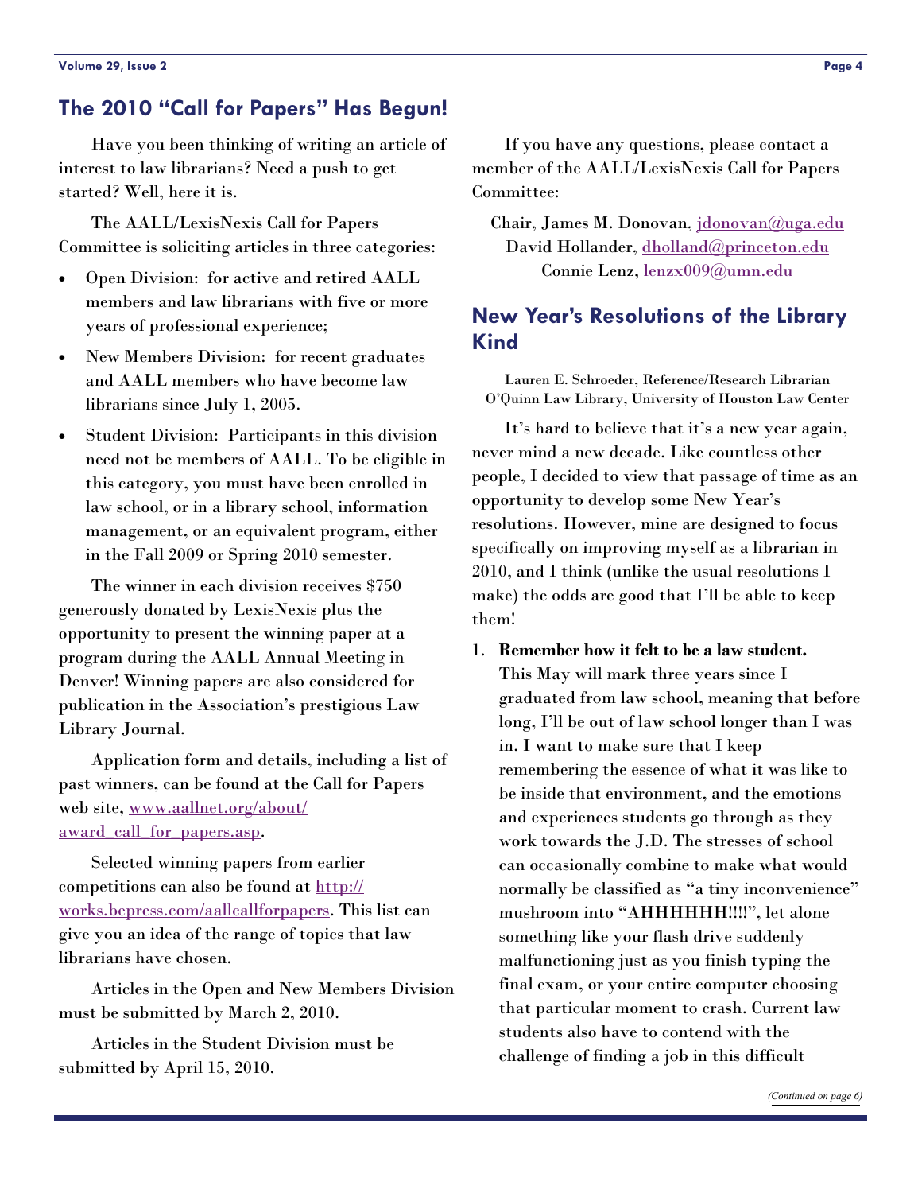## The 2010 "Call for Papers" Has Begun!

Have you been thinking of writing an article of interest to law librarians? Need a push to get started? Well, here it is.

The AALL/LexisNexis Call for Papers Committee is soliciting articles in three categories:

- Open Division: for active and retired AALL members and law librarians with five or more years of professional experience;
- New Members Division: for recent graduates and AALL members who have become law librarians since July 1, 2005.
- Student Division: Participants in this division need not be members of AALL. To be eligible in this category, you must have been enrolled in law school, or in a library school, information management, or an equivalent program, either in the Fall 2009 or Spring 2010 semester.

The winner in each division receives $750 generously donated by LexisNexis plus the opportunity to present the winning paper at a program during the AALL Annual Meeting in Denver! Winning papers are also considered for publication in the Association's prestigious Law Library Journal.

Application form and details, including a list of past winners, can be found at the Call for Papers web site, www.aallnet.org/about/award_call_for_papers.asp.

Selected winning papers from earlier competitions can also be found at http://works.bepress.com/aallcallforpapers. This list can give you an idea of the range of topics that law librarians have chosen.

Articles in the Open and New Members Division must be submitted by March 2, 2010.

Articles in the Student Division must be submitted by April 15, 2010.

If you have any questions, please contact a member of the AALL/LexisNexis Call for Papers Committee:

Chair, James M. Donovan, jdonovan@uga.edu
David Hollander, dholland@princeton.edu
Connie Lenz, lenzx009@umn.edu

## New Year's Resolutions of the Library Kind

Lauren E. Schroeder, Reference/Research Librarian
O'Quinn Law Library, University of Houston Law Center

It's hard to believe that it's a new year again, never mind a new decade. Like countless other people, I decided to view that passage of time as an opportunity to develop some New Year's resolutions. However, mine are designed to focus specifically on improving myself as a librarian in 2010, and I think (unlike the usual resolutions I make) the odds are good that I'll be able to keep them!

1. **Remember how it felt to be a law student.** This May will mark three years since I graduated from law school, meaning that before long, I'll be out of law school longer than I was in. I want to make sure that I keep remembering the essence of what it was like to be inside that environment, and the emotions and experiences students go through as they work towards the J.D. The stresses of school can occasionally combine to make what would normally be classified as "a tiny inconvenience" mushroom into "AHHHHHH!!!!", let alone something like your flash drive suddenly malfunctioning just as you finish typing the final exam, or your entire computer choosing that particular moment to crash. Current law students also have to contend with the challenge of finding a job in this difficult

*(Continued on page 6)*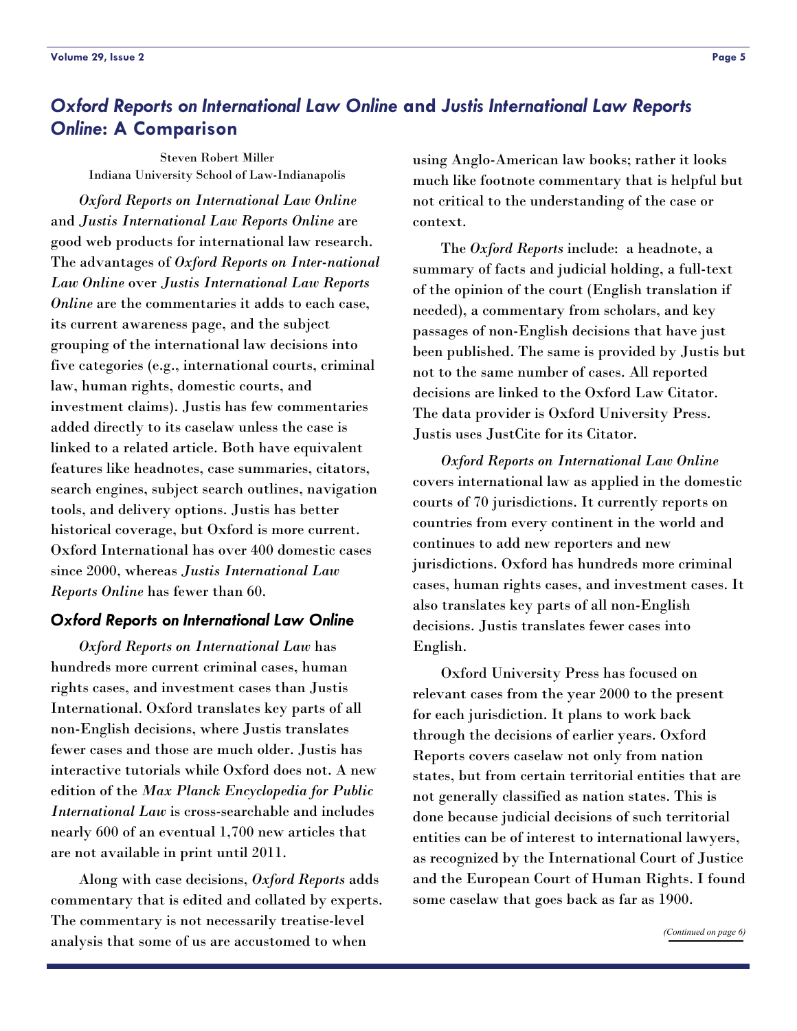# *Oxford Reports on International Law Online* and *Justis International Law Reports Online*: A Comparison

Steven Robert Miller
Indiana University School of Law-Indianapolis

*Oxford Reports on International Law Online* and *Justis International Law Reports Online* are good web products for international law research. The advantages of *Oxford Reports on Inter-national Law Online* over *Justis International Law Reports Online* are the commentaries it adds to each case, its current awareness page, and the subject grouping of the international law decisions into five categories (e.g., international courts, criminal law, human rights, domestic courts, and investment claims). Justis has few commentaries added directly to its caselaw unless the case is linked to a related article. Both have equivalent features like headnotes, case summaries, citators, search engines, subject search outlines, navigation tools, and delivery options. Justis has better historical coverage, but Oxford is more current. Oxford International has over 400 domestic cases since 2000, whereas *Justis International Law Reports Online* has fewer than 60.

## *Oxford Reports on International Law Online*

*Oxford Reports on International Law* has hundreds more current criminal cases, human rights cases, and investment cases than Justis International. Oxford translates key parts of all non-English decisions, where Justis translates fewer cases and those are much older. Justis has interactive tutorials while Oxford does not. A new edition of the *Max Planck Encyclopedia for Public International Law* is cross-searchable and includes nearly 600 of an eventual 1,700 new articles that are not available in print until 2011.

Along with case decisions, *Oxford Reports* adds commentary that is edited and collated by experts. The commentary is not necessarily treatise-level analysis that some of us are accustomed to when using Anglo-American law books; rather it looks much like footnote commentary that is helpful but not critical to the understanding of the case or context.

The *Oxford Reports* include: a headnote, a summary of facts and judicial holding, a full-text of the opinion of the court (English translation if needed), a commentary from scholars, and key passages of non-English decisions that have just been published. The same is provided by Justis but not to the same number of cases. All reported decisions are linked to the Oxford Law Citator. The data provider is Oxford University Press. Justis uses JustCite for its Citator.

*Oxford Reports on International Law Online* covers international law as applied in the domestic courts of 70 jurisdictions. It currently reports on countries from every continent in the world and continues to add new reporters and new jurisdictions. Oxford has hundreds more criminal cases, human rights cases, and investment cases. It also translates key parts of all non-English decisions. Justis translates fewer cases into English.

Oxford University Press has focused on relevant cases from the year 2000 to the present for each jurisdiction. It plans to work back through the decisions of earlier years. Oxford Reports covers caselaw not only from nation states, but from certain territorial entities that are not generally classified as nation states. This is done because judicial decisions of such territorial entities can be of interest to international lawyers, as recognized by the International Court of Justice and the European Court of Human Rights. I found some caselaw that goes back as far as 1900.

*(Continued on page 6)*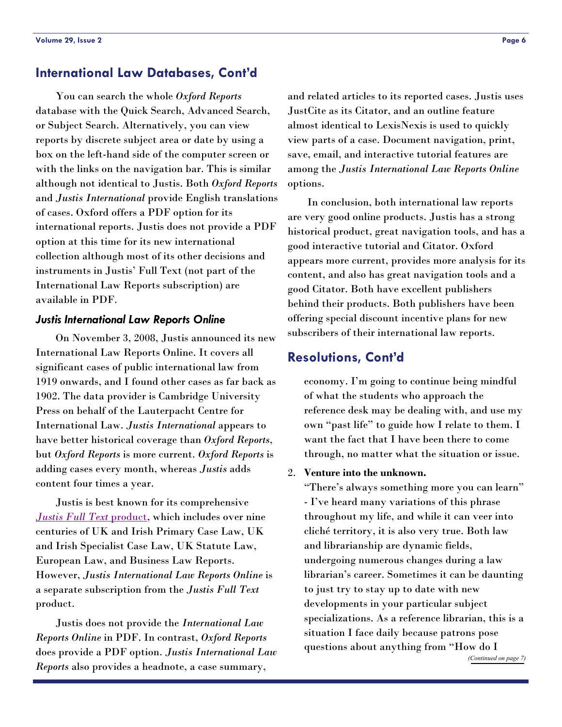## International Law Databases, Cont'd

You can search the whole *Oxford Reports* database with the Quick Search, Advanced Search, or Subject Search. Alternatively, you can view reports by discrete subject area or date by using a box on the left-hand side of the computer screen or with the links on the navigation bar. This is similar although not identical to Justis. Both *Oxford Reports* and *Justis International* provide English translations of cases. Oxford offers a PDF option for its international reports. Justis does not provide a PDF option at this time for its new international collection although most of its other decisions and instruments in Justis' Full Text (not part of the International Law Reports subscription) are available in PDF.

### *Justis International Law Reports Online*

On November 3, 2008, Justis announced its new International Law Reports Online. It covers all significant cases of public international law from 1919 onwards, and I found other cases as far back as 1902. The data provider is Cambridge University Press on behalf of the Lauterpacht Centre for International Law. *Justis International* appears to have better historical coverage than *Oxford Reports*, but *Oxford Reports* is more current. *Oxford Reports* is adding cases every month, whereas *Justis* adds content four times a year.

Justis is best known for its comprehensive *Justis Full Text* product, which includes over nine centuries of UK and Irish Primary Case Law, UK and Irish Specialist Case Law, UK Statute Law, European Law, and Business Law Reports. However, *Justis International Law Reports Online* is a separate subscription from the *Justis Full Text* product.

Justis does not provide the *International Law Reports Online* in PDF. In contrast, *Oxford Reports* does provide a PDF option. *Justis International Law Reports* also provides a headnote, a case summary, and related articles to its reported cases. Justis uses JustCite as its Citator, and an outline feature almost identical to LexisNexis is used to quickly view parts of a case. Document navigation, print, save, email, and interactive tutorial features are among the *Justis International Law Reports Online* options.

In conclusion, both international law reports are very good online products. Justis has a strong historical product, great navigation tools, and has a good interactive tutorial and Citator. Oxford appears more current, provides more analysis for its content, and also has great navigation tools and a good Citator. Both have excellent publishers behind their products. Both publishers have been offering special discount incentive plans for new subscribers of their international law reports.

## Resolutions, Cont'd

economy. I'm going to continue being mindful of what the students who approach the reference desk may be dealing with, and use my own "past life" to guide how I relate to them. I want the fact that I have been there to come through, no matter what the situation or issue.

2. **Venture into the unknown.**
   "There's always something more you can learn" - I've heard many variations of this phrase throughout my life, and while it can veer into cliché territory, it is also very true. Both law and librarianship are dynamic fields, undergoing numerous changes during a law librarian's career. Sometimes it can be daunting to just try to stay up to date with new developments in your particular subject specializations. As a reference librarian, this is a situation I face daily because patrons pose questions about anything from "How do I

*(Continued on page 7)*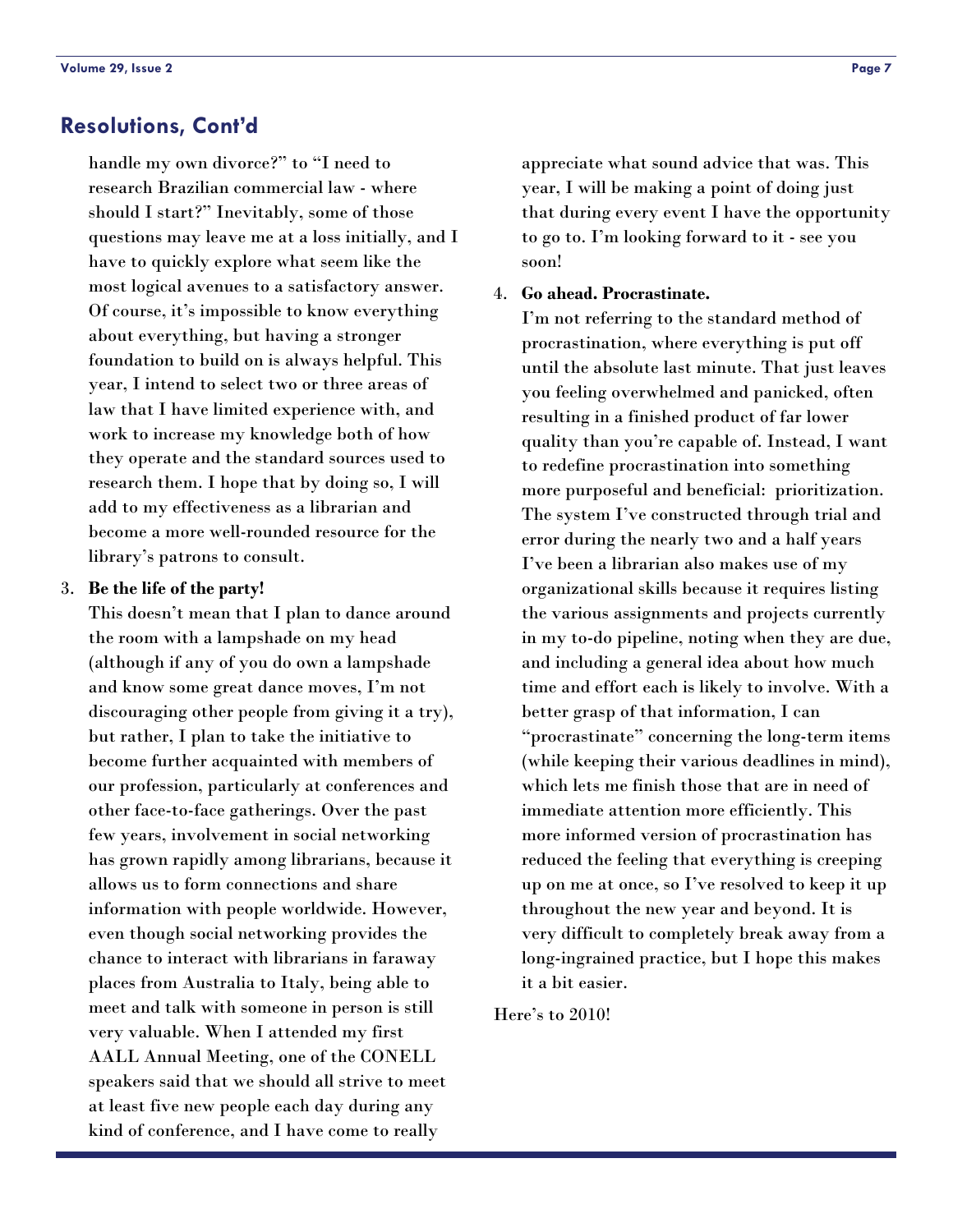## Resolutions, Cont'd

handle my own divorce?" to "I need to research Brazilian commercial law - where should I start?" Inevitably, some of those questions may leave me at a loss initially, and I have to quickly explore what seem like the most logical avenues to a satisfactory answer. Of course, it's impossible to know everything about everything, but having a stronger foundation to build on is always helpful. This year, I intend to select two or three areas of law that I have limited experience with, and work to increase my knowledge both of how they operate and the standard sources used to research them. I hope that by doing so, I will add to my effectiveness as a librarian and become a more well-rounded resource for the library's patrons to consult.

3. **Be the life of the party!**
   This doesn't mean that I plan to dance around the room with a lampshade on my head (although if any of you do own a lampshade and know some great dance moves, I'm not discouraging other people from giving it a try), but rather, I plan to take the initiative to become further acquainted with members of our profession, particularly at conferences and other face-to-face gatherings. Over the past few years, involvement in social networking has grown rapidly among librarians, because it allows us to form connections and share information with people worldwide. However, even though social networking provides the chance to interact with librarians in faraway places from Australia to Italy, being able to meet and talk with someone in person is still very valuable. When I attended my first AALL Annual Meeting, one of the CONELL speakers said that we should all strive to meet at least five new people each day during any kind of conference, and I have come to really appreciate what sound advice that was. This year, I will be making a point of doing just that during every event I have the opportunity to go to. I'm looking forward to it - see you soon!

4. **Go ahead. Procrastinate.**
   I'm not referring to the standard method of procrastination, where everything is put off until the absolute last minute. That just leaves you feeling overwhelmed and panicked, often resulting in a finished product of far lower quality than you're capable of. Instead, I want to redefine procrastination into something more purposeful and beneficial: prioritization. The system I've constructed through trial and error during the nearly two and a half years I've been a librarian also makes use of my organizational skills because it requires listing the various assignments and projects currently in my to-do pipeline, noting when they are due, and including a general idea about how much time and effort each is likely to involve. With a better grasp of that information, I can "procrastinate" concerning the long-term items (while keeping their various deadlines in mind), which lets me finish those that are in need of immediate attention more efficiently. This more informed version of procrastination has reduced the feeling that everything is creeping up on me at once, so I've resolved to keep it up throughout the new year and beyond. It is very difficult to completely break away from a long-ingrained practice, but I hope this makes it a bit easier.

Here's to 2010!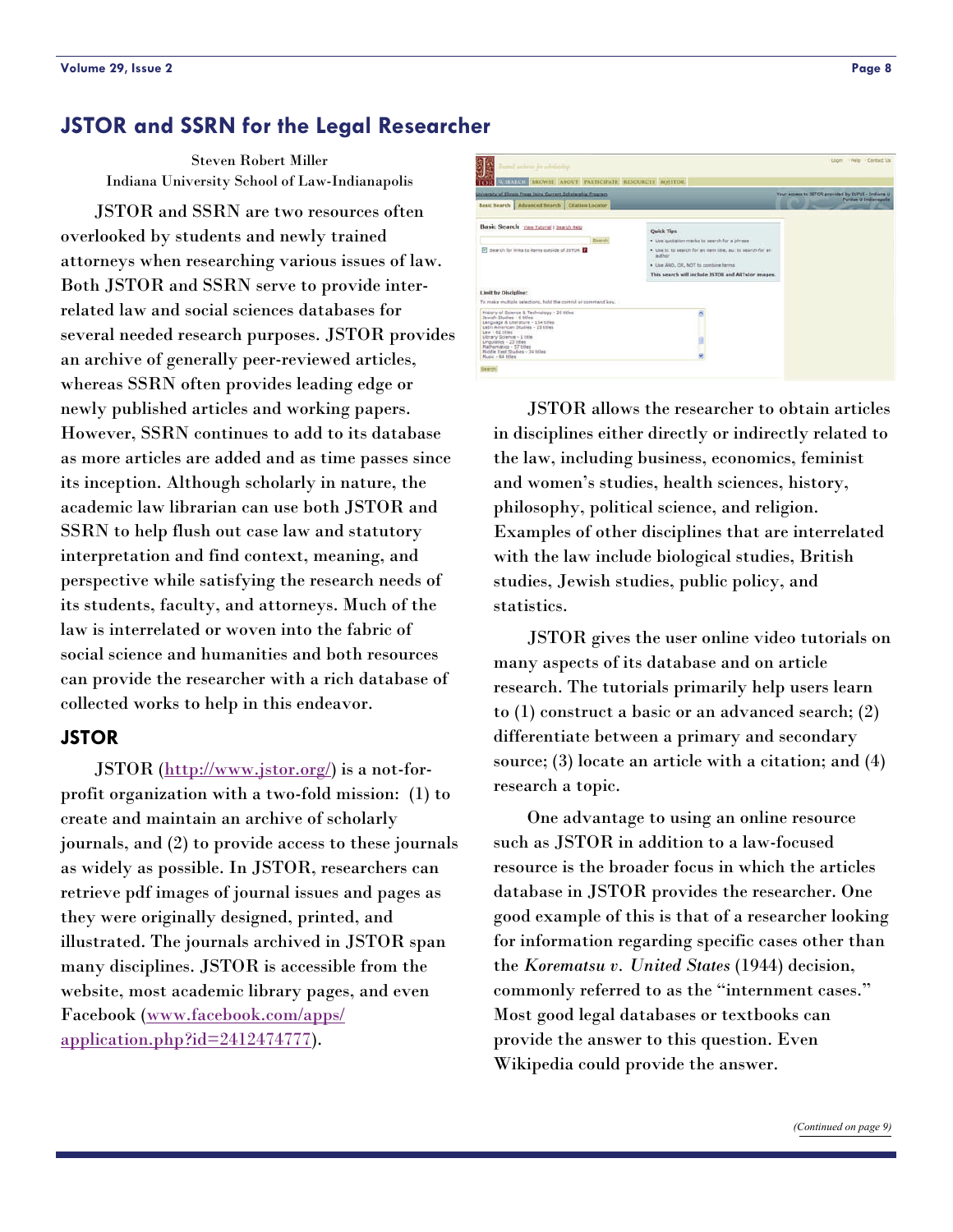## JSTOR and SSRN for the Legal Researcher

Steven Robert Miller
Indiana University School of Law-Indianapolis

JSTOR and SSRN are two resources often overlooked by students and newly trained attorneys when researching various issues of law. Both JSTOR and SSRN serve to provide inter-related law and social sciences databases for several needed research purposes. JSTOR provides an archive of generally peer-reviewed articles, whereas SSRN often provides leading edge or newly published articles and working papers. However, SSRN continues to add to its database as more articles are added and as time passes since its inception. Although scholarly in nature, the academic law librarian can use both JSTOR and SSRN to help flush out case law and statutory interpretation and find context, meaning, and perspective while satisfying the research needs of its students, faculty, and attorneys. Much of the law is interrelated or woven into the fabric of social science and humanities and both resources can provide the researcher with a rich database of collected works to help in this endeavor.

### JSTOR

JSTOR (http://www.jstor.org/) is a not-for-profit organization with a two-fold mission: (1) to create and maintain an archive of scholarly journals, and (2) to provide access to these journals as widely as possible. In JSTOR, researchers can retrieve pdf images of journal issues and pages as they were originally designed, printed, and illustrated. The journals archived in JSTOR span many disciplines. JSTOR is accessible from the website, most academic library pages, and even Facebook (www.facebook.com/apps/application.php?id=2412474777).

JSTOR allows the researcher to obtain articles in disciplines either directly or indirectly related to the law, including business, economics, feminist and women's studies, health sciences, history, philosophy, political science, and religion. Examples of other disciplines that are interrelated with the law include biological studies, British studies, Jewish studies, public policy, and statistics.

JSTOR gives the user online video tutorials on many aspects of its database and on article research. The tutorials primarily help users learn to (1) construct a basic or an advanced search; (2) differentiate between a primary and secondary source; (3) locate an article with a citation; and (4) research a topic.

One advantage to using an online resource such as JSTOR in addition to a law-focused resource is the broader focus in which the articles database in JSTOR provides the researcher. One good example of this is that of a researcher looking for information regarding specific cases other than the *Korematsu v. United States* (1944) decision, commonly referred to as the "internment cases." Most good legal databases or textbooks can provide the answer to this question. Even Wikipedia could provide the answer.

*(Continued on page 9)*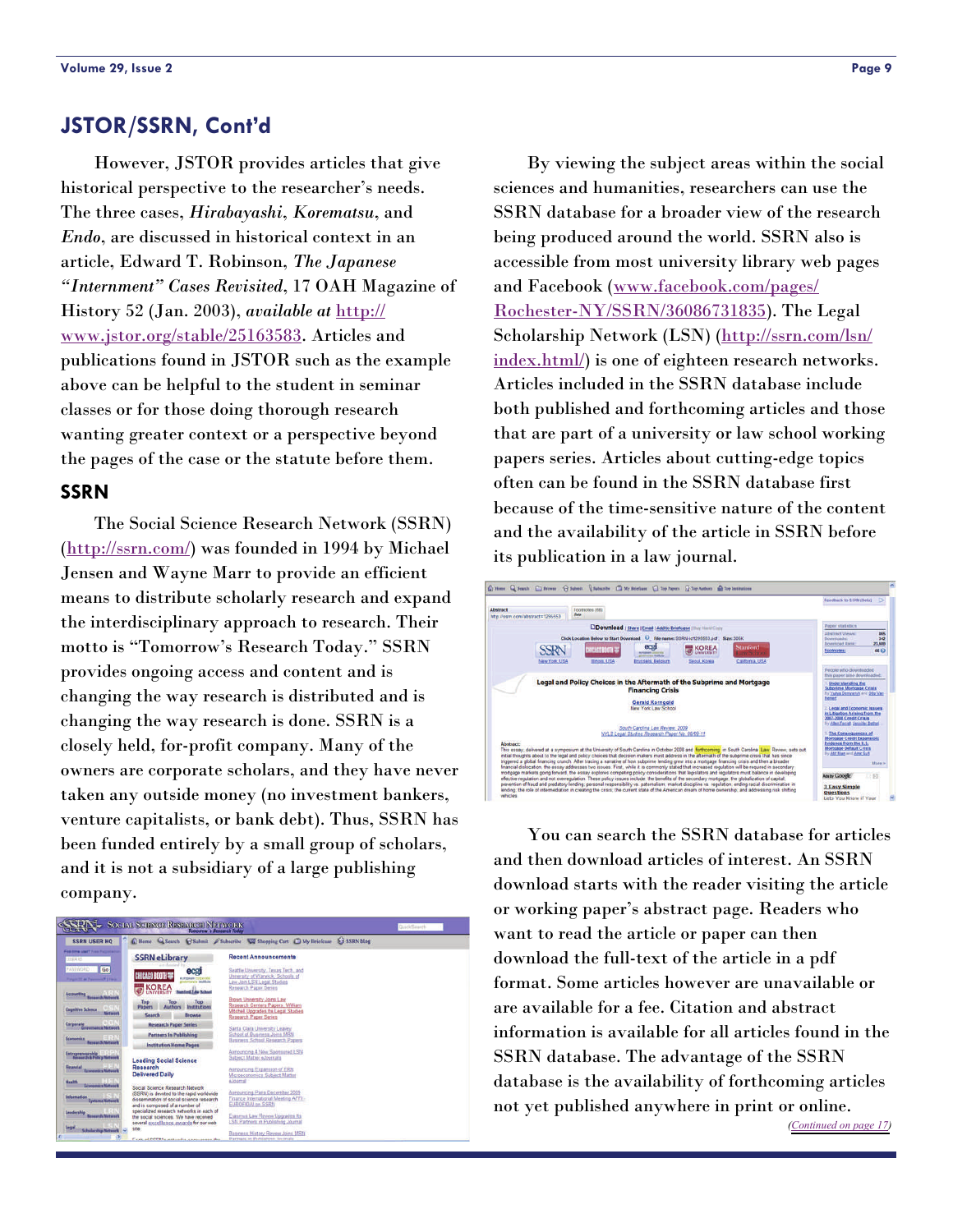## JSTOR/SSRN, Cont'd

However, JSTOR provides articles that give historical perspective to the researcher's needs. The three cases, *Hirabayashi*, *Korematsu*, and *Endo*, are discussed in historical context in an article, Edward T. Robinson, *The Japanese "Internment" Cases Revisited*, 17 OAH Magazine of History 52 (Jan. 2003), *available at* http://www.jstor.org/stable/25163583. Articles and publications found in JSTOR such as the example above can be helpful to the student in seminar classes or for those doing thorough research wanting greater context or a perspective beyond the pages of the case or the statute before them.

### SSRN

The Social Science Research Network (SSRN) (http://ssrn.com/) was founded in 1994 by Michael Jensen and Wayne Marr to provide an efficient means to distribute scholarly research and expand the interdisciplinary approach to research. Their motto is "Tomorrow's Research Today." SSRN provides ongoing access and content and is changing the way research is distributed and is changing the way research is done. SSRN is a closely held, for-profit company. Many of the owners are corporate scholars, and they have never taken any outside money (no investment bankers, venture capitalists, or bank debt). Thus, SSRN has been funded entirely by a small group of scholars, and it is not a subsidiary of a large publishing company.

By viewing the subject areas within the social sciences and humanities, researchers can use the SSRN database for a broader view of the research being produced around the world. SSRN also is accessible from most university library web pages and Facebook (www.facebook.com/pages/Rochester-NY/SSRN/36086731835). The Legal Scholarship Network (LSN) (http://ssrn.com/lsn/index.html/) is one of eighteen research networks. Articles included in the SSRN database include both published and forthcoming articles and those that are part of a university or law school working papers series. Articles about cutting-edge topics often can be found in the SSRN database first because of the time-sensitive nature of the content and the availability of the article in SSRN before its publication in a law journal.

You can search the SSRN database for articles and then download articles of interest. An SSRN download starts with the reader visiting the article or working paper's abstract page. Readers who want to read the article or paper can then download the full-text of the article in a pdf format. Some articles however are unavailable or are available for a fee. Citation and abstract information is available for all articles found in the SSRN database. The advantage of the SSRN database is the availability of forthcoming articles not yet published anywhere in print or online.

*(Continued on page 17)*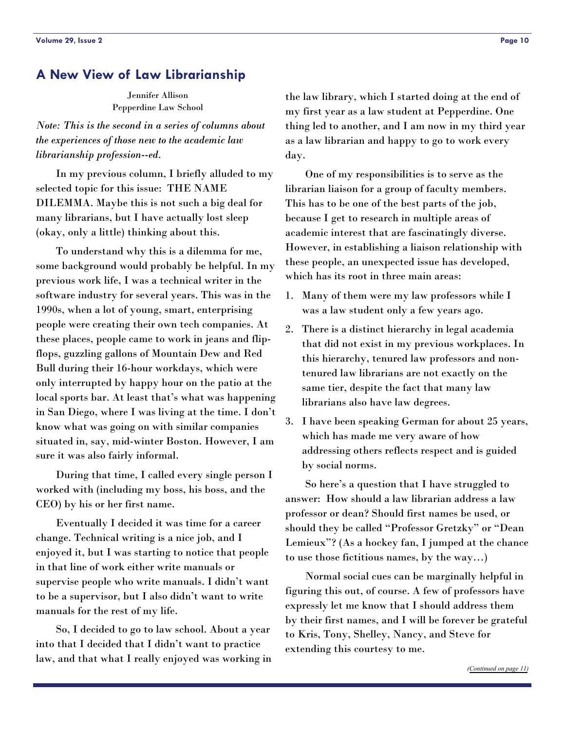## A New View of Law Librarianship

Jennifer Allison
Pepperdine Law School

*Note: This is the second in a series of columns about the experiences of those new to the academic law librarianship profession--ed.*

In my previous column, I briefly alluded to my selected topic for this issue: THE NAME DILEMMA. Maybe this is not such a big deal for many librarians, but I have actually lost sleep (okay, only a little) thinking about this.

To understand why this is a dilemma for me, some background would probably be helpful. In my previous work life, I was a technical writer in the software industry for several years. This was in the 1990s, when a lot of young, smart, enterprising people were creating their own tech companies. At these places, people came to work in jeans and flip-flops, guzzling gallons of Mountain Dew and Red Bull during their 16-hour workdays, which were only interrupted by happy hour on the patio at the local sports bar. At least that's what was happening in San Diego, where I was living at the time. I don't know what was going on with similar companies situated in, say, mid-winter Boston. However, I am sure it was also fairly informal.

During that time, I called every single person I worked with (including my boss, his boss, and the CEO) by his or her first name.

Eventually I decided it was time for a career change. Technical writing is a nice job, and I enjoyed it, but I was starting to notice that people in that line of work either write manuals or supervise people who write manuals. I didn't want to be a supervisor, but I also didn't want to write manuals for the rest of my life.

So, I decided to go to law school. About a year into that I decided that I didn't want to practice law, and that what I really enjoyed was working in the law library, which I started doing at the end of my first year as a law student at Pepperdine. One thing led to another, and I am now in my third year as a law librarian and happy to go to work every day.

One of my responsibilities is to serve as the librarian liaison for a group of faculty members. This has to be one of the best parts of the job, because I get to research in multiple areas of academic interest that are fascinatingly diverse. However, in establishing a liaison relationship with these people, an unexpected issue has developed, which has its root in three main areas:

1. Many of them were my law professors while I was a law student only a few years ago.
2. There is a distinct hierarchy in legal academia that did not exist in my previous workplaces. In this hierarchy, tenured law professors and non-tenured law librarians are not exactly on the same tier, despite the fact that many law librarians also have law degrees.
3. I have been speaking German for about 25 years, which has made me very aware of how addressing others reflects respect and is guided by social norms.

So here's a question that I have struggled to answer: How should a law librarian address a law professor or dean? Should first names be used, or should they be called "Professor Gretzky" or "Dean Lemieux"? (As a hockey fan, I jumped at the chance to use those fictitious names, by the way…)

Normal social cues can be marginally helpful in figuring this out, of course. A few of professors have expressly let me know that I should address them by their first names, and I will be forever be grateful to Kris, Tony, Shelley, Nancy, and Steve for extending this courtesy to me.

*(Continued on page 11)*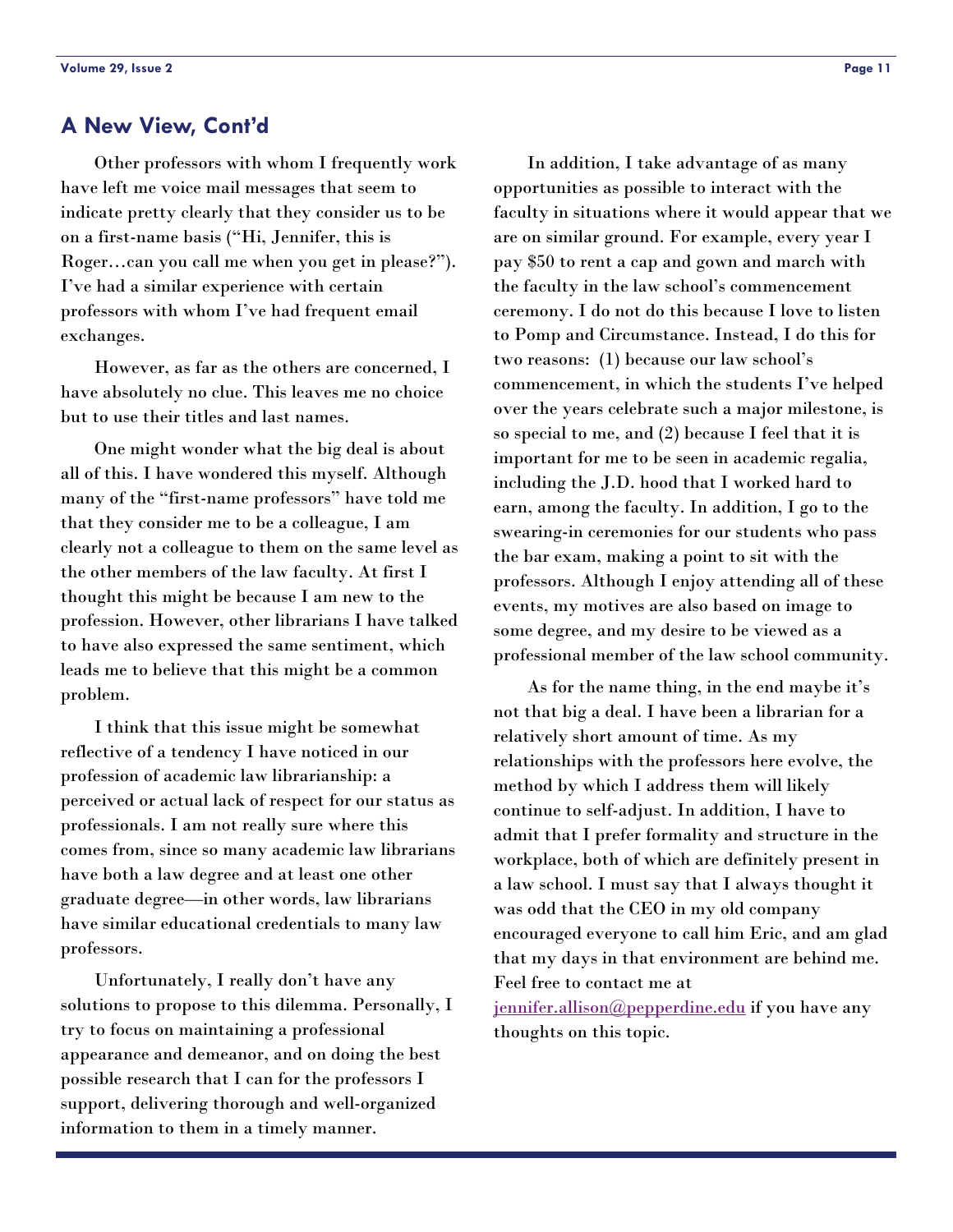## A New View, Cont'd

Other professors with whom I frequently work have left me voice mail messages that seem to indicate pretty clearly that they consider us to be on a first-name basis ("Hi, Jennifer, this is Roger…can you call me when you get in please?"). I've had a similar experience with certain professors with whom I've had frequent email exchanges.

However, as far as the others are concerned, I have absolutely no clue. This leaves me no choice but to use their titles and last names.

One might wonder what the big deal is about all of this. I have wondered this myself. Although many of the "first-name professors" have told me that they consider me to be a colleague, I am clearly not a colleague to them on the same level as the other members of the law faculty. At first I thought this might be because I am new to the profession. However, other librarians I have talked to have also expressed the same sentiment, which leads me to believe that this might be a common problem.

I think that this issue might be somewhat reflective of a tendency I have noticed in our profession of academic law librarianship: a perceived or actual lack of respect for our status as professionals. I am not really sure where this comes from, since so many academic law librarians have both a law degree and at least one other graduate degree—in other words, law librarians have similar educational credentials to many law professors.

Unfortunately, I really don't have any solutions to propose to this dilemma. Personally, I try to focus on maintaining a professional appearance and demeanor, and on doing the best possible research that I can for the professors I support, delivering thorough and well-organized information to them in a timely manner.

In addition, I take advantage of as many opportunities as possible to interact with the faculty in situations where it would appear that we are on similar ground. For example, every year I pay $50 to rent a cap and gown and march with the faculty in the law school's commencement ceremony. I do not do this because I love to listen to Pomp and Circumstance. Instead, I do this for two reasons: (1) because our law school's commencement, in which the students I've helped over the years celebrate such a major milestone, is so special to me, and (2) because I feel that it is important for me to be seen in academic regalia, including the J.D. hood that I worked hard to earn, among the faculty. In addition, I go to the swearing-in ceremonies for our students who pass the bar exam, making a point to sit with the professors. Although I enjoy attending all of these events, my motives are also based on image to some degree, and my desire to be viewed as a professional member of the law school community.

As for the name thing, in the end maybe it's not that big a deal. I have been a librarian for a relatively short amount of time. As my relationships with the professors here evolve, the method by which I address them will likely continue to self-adjust. In addition, I have to admit that I prefer formality and structure in the workplace, both of which are definitely present in a law school. I must say that I always thought it was odd that the CEO in my old company encouraged everyone to call him Eric, and am glad that my days in that environment are behind me. Feel free to contact me at jennifer.allison@pepperdine.edu if you have any thoughts on this topic.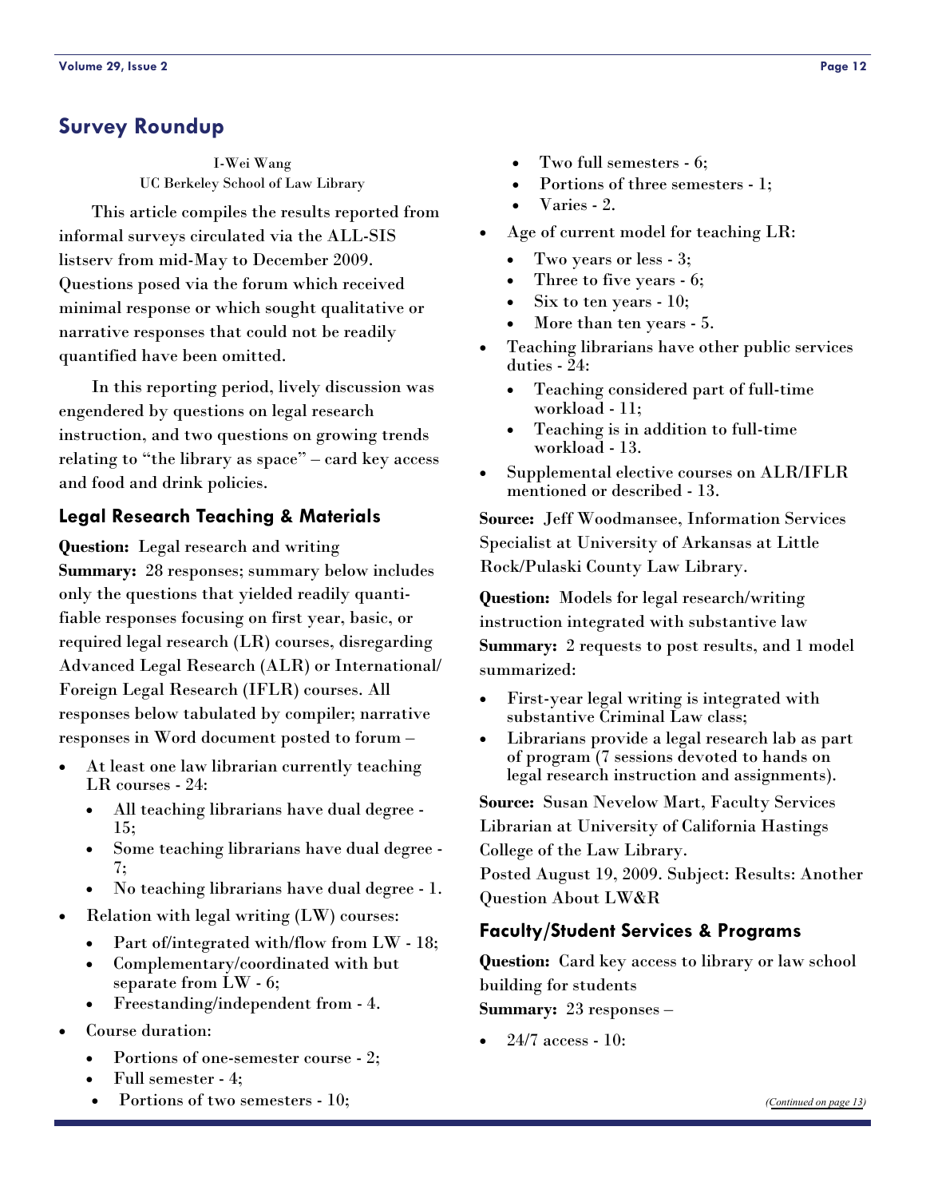## Survey Roundup

I-Wei Wang
UC Berkeley School of Law Library

This article compiles the results reported from informal surveys circulated via the ALL-SIS listserv from mid-May to December 2009. Questions posed via the forum which received minimal response or which sought qualitative or narrative responses that could not be readily quantified have been omitted.

In this reporting period, lively discussion was engendered by questions on legal research instruction, and two questions on growing trends relating to "the library as space" – card key access and food and drink policies.

### Legal Research Teaching & Materials

**Question:** Legal research and writing
**Summary:** 28 responses; summary below includes only the questions that yielded readily quantifiable responses focusing on first year, basic, or required legal research (LR) courses, disregarding Advanced Legal Research (ALR) or International/ Foreign Legal Research (IFLR) courses. All responses below tabulated by compiler; narrative responses in Word document posted to forum –

- At least one law librarian currently teaching LR courses - 24:
  - All teaching librarians have dual degree - 15;
  - Some teaching librarians have dual degree - 7;
  - No teaching librarians have dual degree - 1.
- Relation with legal writing (LW) courses:
  - Part of/integrated with/flow from LW - 18;
  - Complementary/coordinated with but separate from LW - 6;
  - Freestanding/independent from - 4.
- Course duration:
  - Portions of one-semester course - 2;
  - Full semester - 4;
  - Portions of two semesters - 10;
  - Two full semesters - 6;
  - Portions of three semesters - 1;
  - Varies - 2.
- Age of current model for teaching LR:
  - Two years or less - 3;
  - Three to five years - 6;
  - Six to ten years - 10;
  - More than ten years - 5.
- Teaching librarians have other public services duties - 24:
  - Teaching considered part of full-time workload - 11;
  - Teaching is in addition to full-time workload - 13.
- Supplemental elective courses on ALR/IFLR mentioned or described - 13.

**Source:** Jeff Woodmansee, Information Services Specialist at University of Arkansas at Little Rock/Pulaski County Law Library.

**Question:** Models for legal research/writing instruction integrated with substantive law
**Summary:** 2 requests to post results, and 1 model summarized:

- First-year legal writing is integrated with substantive Criminal Law class;
- Librarians provide a legal research lab as part of program (7 sessions devoted to hands on legal research instruction and assignments).

**Source:** Susan Nevelow Mart, Faculty Services Librarian at University of California Hastings College of the Law Library.
Posted August 19, 2009. Subject: Results: Another Question About LW&R

### Faculty/Student Services & Programs

**Question:** Card key access to library or law school building for students
**Summary:** 23 responses –

- 24/7 access - 10:

*(Continued on page 13)*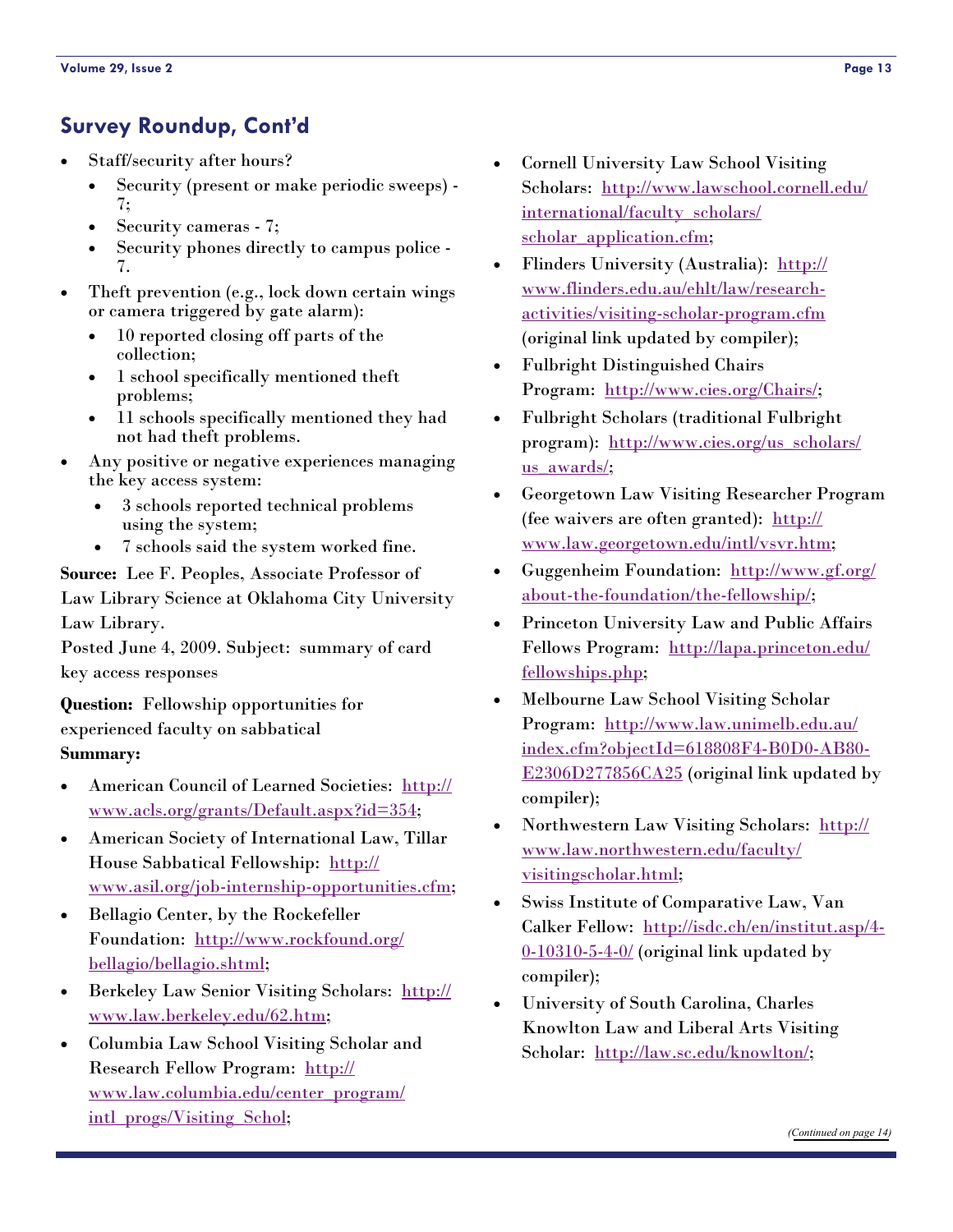## Survey Roundup, Cont'd

- Staff/security after hours?
  - Security (present or make periodic sweeps) - 7;
  - Security cameras - 7;
  - Security phones directly to campus police - 7.
- Theft prevention (e.g., lock down certain wings or camera triggered by gate alarm):
  - 10 reported closing off parts of the collection;
  - 1 school specifically mentioned theft problems;
  - 11 schools specifically mentioned they had not had theft problems.
- Any positive or negative experiences managing the key access system:
  - 3 schools reported technical problems using the system;
  - 7 schools said the system worked fine.

**Source:** Lee F. Peoples, Associate Professor of Law Library Science at Oklahoma City University Law Library.
Posted June 4, 2009. Subject: summary of card key access responses

**Question:** Fellowship opportunities for experienced faculty on sabbatical
**Summary:**

- American Council of Learned Societies: http://www.acls.org/grants/Default.aspx?id=354;
- American Society of International Law, Tillar House Sabbatical Fellowship: http://www.asil.org/job-internship-opportunities.cfm;
- Bellagio Center, by the Rockefeller Foundation: http://www.rockfound.org/bellagio/bellagio.shtml;
- Berkeley Law Senior Visiting Scholars: http://www.law.berkeley.edu/62.htm;
- Columbia Law School Visiting Scholar and Research Fellow Program: http://www.law.columbia.edu/center_program/intl_progs/Visiting_Schol;
- Cornell University Law School Visiting Scholars: http://www.lawschool.cornell.edu/international/faculty_scholars/scholar_application.cfm;
- Flinders University (Australia): http://www.flinders.edu.au/ehlt/law/research-activities/visiting-scholar-program.cfm (original link updated by compiler);
- Fulbright Distinguished Chairs Program: http://www.cies.org/Chairs/;
- Fulbright Scholars (traditional Fulbright program): http://www.cies.org/us_scholars/us_awards/;
- Georgetown Law Visiting Researcher Program (fee waivers are often granted): http://www.law.georgetown.edu/intl/vsvr.htm;
- Guggenheim Foundation: http://www.gf.org/about-the-foundation/the-fellowship/;
- Princeton University Law and Public Affairs Fellows Program: http://lapa.princeton.edu/fellowships.php;
- Melbourne Law School Visiting Scholar Program: http://www.law.unimelb.edu.au/index.cfm?objectId=618808F4-B0D0-AB80-E2306D277856CA25 (original link updated by compiler);
- Northwestern Law Visiting Scholars: http://www.law.northwestern.edu/faculty/visitingscholar.html;
- Swiss Institute of Comparative Law, Van Calker Fellow: http://isdc.ch/en/institut.asp/4-0-10310-5-4-0/ (original link updated by compiler);
- University of South Carolina, Charles Knowlton Law and Liberal Arts Visiting Scholar: http://law.sc.edu/knowlton/;

*(Continued on page 14)*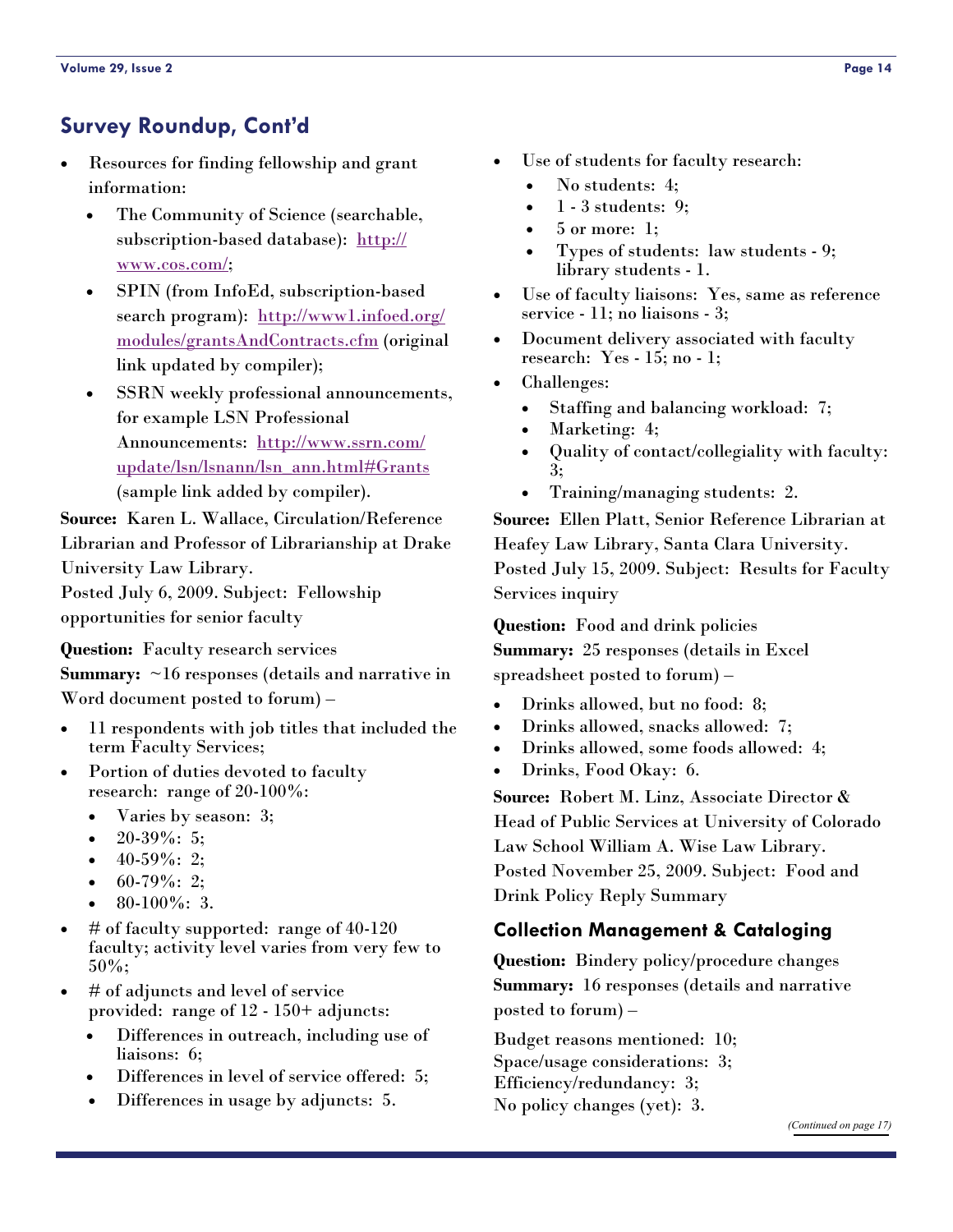## Survey Roundup, Cont'd

- Resources for finding fellowship and grant information:
  - The Community of Science (searchable, subscription-based database): http://www.cos.com/;
  - SPIN (from InfoEd, subscription-based search program): http://www1.infoed.org/modules/grantsAndContracts.cfm (original link updated by compiler);
  - SSRN weekly professional announcements, for example LSN Professional Announcements: http://www.ssrn.com/update/lsn/lsnann/lsn_ann.html#Grants (sample link added by compiler).

**Source:** Karen L. Wallace, Circulation/Reference Librarian and Professor of Librarianship at Drake University Law Library.
Posted July 6, 2009. Subject: Fellowship opportunities for senior faculty

**Question:** Faculty research services
**Summary:** ~16 responses (details and narrative in Word document posted to forum) –

- 11 respondents with job titles that included the term Faculty Services;
- Portion of duties devoted to faculty research: range of 20-100%:
  - Varies by season: 3;
  - 20-39%: 5;
  - 40-59%: 2;
  - 60-79%: 2;
  - 80-100%: 3.
- # of faculty supported: range of 40-120 faculty; activity level varies from very few to 50%;
- # of adjuncts and level of service provided: range of 12 - 150+ adjuncts:
  - Differences in outreach, including use of liaisons: 6;
  - Differences in level of service offered: 5;
  - Differences in usage by adjuncts: 5.
- Use of students for faculty research:
  - No students: 4;
  - 1 - 3 students: 9;
  - 5 or more: 1;
  - Types of students: law students - 9; library students - 1.
- Use of faculty liaisons: Yes, same as reference service - 11; no liaisons - 3;
- Document delivery associated with faculty research: Yes - 15; no - 1;
- Challenges:
  - Staffing and balancing workload: 7;
  - Marketing: 4;
  - Quality of contact/collegiality with faculty: 3;
  - Training/managing students: 2.

**Source:** Ellen Platt, Senior Reference Librarian at Heafey Law Library, Santa Clara University.
Posted July 15, 2009. Subject: Results for Faculty Services inquiry

**Question:** Food and drink policies
**Summary:** 25 responses (details in Excel spreadsheet posted to forum) –

- Drinks allowed, but no food: 8;
- Drinks allowed, snacks allowed: 7;
- Drinks allowed, some foods allowed: 4;
- Drinks, Food Okay: 6.

**Source:** Robert M. Linz, Associate Director & Head of Public Services at University of Colorado Law School William A. Wise Law Library.
Posted November 25, 2009. Subject: Food and Drink Policy Reply Summary

### Collection Management & Cataloging

**Question:** Bindery policy/procedure changes
**Summary:** 16 responses (details and narrative posted to forum) –

Budget reasons mentioned: 10;
Space/usage considerations: 3;
Efficiency/redundancy: 3;
No policy changes (yet): 3.

*(Continued on page 17)*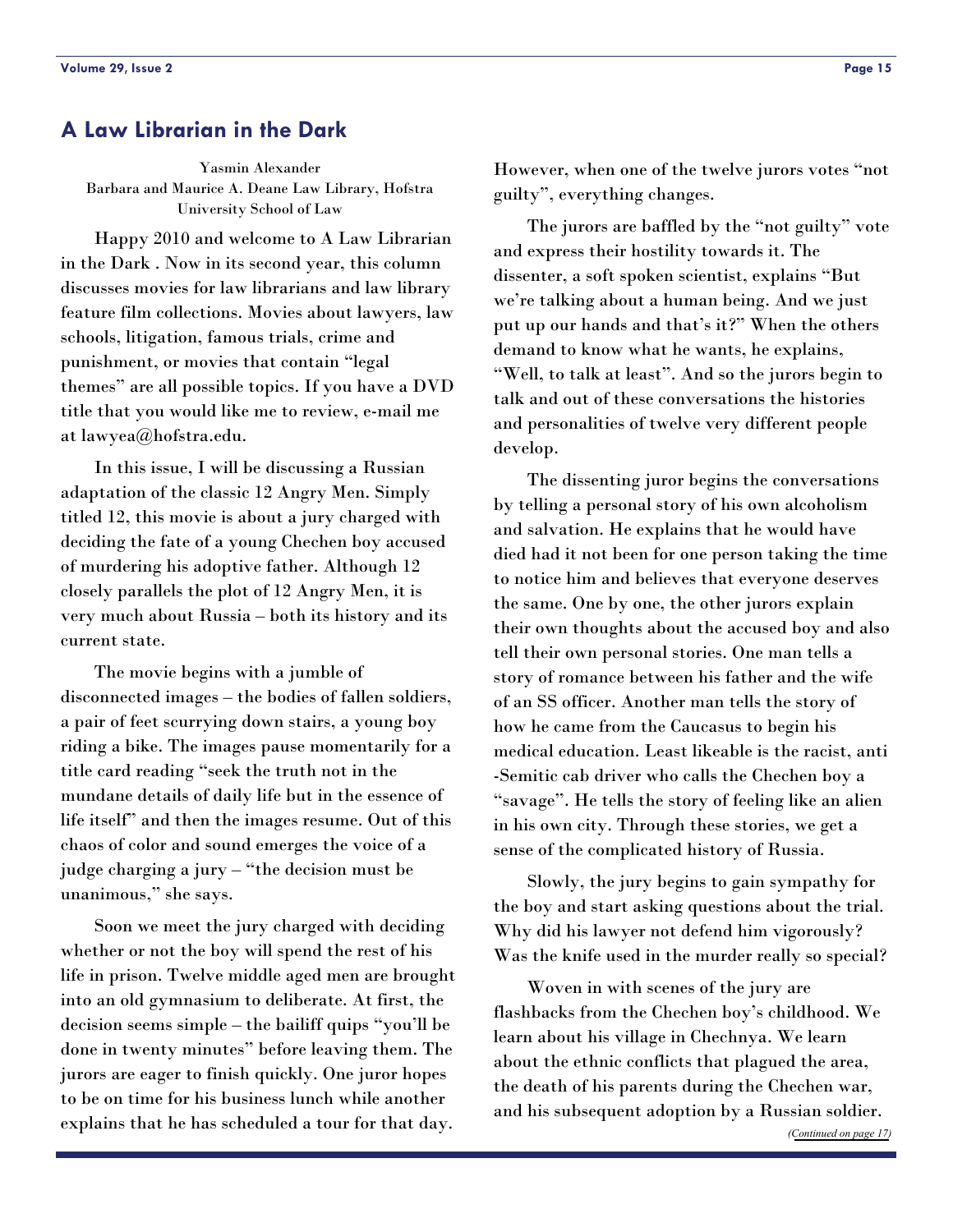## A Law Librarian in the Dark

Yasmin Alexander
Barbara and Maurice A. Deane Law Library, Hofstra University School of Law

Happy 2010 and welcome to A Law Librarian in the Dark . Now in its second year, this column discusses movies for law librarians and law library feature film collections. Movies about lawyers, law schools, litigation, famous trials, crime and punishment, or movies that contain "legal themes" are all possible topics. If you have a DVD title that you would like me to review, e-mail me at lawyea@hofstra.edu.

In this issue, I will be discussing a Russian adaptation of the classic 12 Angry Men. Simply titled 12, this movie is about a jury charged with deciding the fate of a young Chechen boy accused of murdering his adoptive father. Although 12 closely parallels the plot of 12 Angry Men, it is very much about Russia – both its history and its current state.

The movie begins with a jumble of disconnected images – the bodies of fallen soldiers, a pair of feet scurrying down stairs, a young boy riding a bike. The images pause momentarily for a title card reading "seek the truth not in the mundane details of daily life but in the essence of life itself" and then the images resume. Out of this chaos of color and sound emerges the voice of a judge charging a jury – "the decision must be unanimous," she says.

Soon we meet the jury charged with deciding whether or not the boy will spend the rest of his life in prison. Twelve middle aged men are brought into an old gymnasium to deliberate. At first, the decision seems simple – the bailiff quips "you'll be done in twenty minutes" before leaving them. The jurors are eager to finish quickly. One juror hopes to be on time for his business lunch while another explains that he has scheduled a tour for that day. However, when one of the twelve jurors votes "not guilty", everything changes.

The jurors are baffled by the "not guilty" vote and express their hostility towards it. The dissenter, a soft spoken scientist, explains "But we're talking about a human being. And we just put up our hands and that's it?" When the others demand to know what he wants, he explains, "Well, to talk at least". And so the jurors begin to talk and out of these conversations the histories and personalities of twelve very different people develop.

The dissenting juror begins the conversations by telling a personal story of his own alcoholism and salvation. He explains that he would have died had it not been for one person taking the time to notice him and believes that everyone deserves the same. One by one, the other jurors explain their own thoughts about the accused boy and also tell their own personal stories. One man tells a story of romance between his father and the wife of an SS officer. Another man tells the story of how he came from the Caucasus to begin his medical education. Least likeable is the racist, anti-Semitic cab driver who calls the Chechen boy a "savage". He tells the story of feeling like an alien in his own city. Through these stories, we get a sense of the complicated history of Russia.

Slowly, the jury begins to gain sympathy for the boy and start asking questions about the trial. Why did his lawyer not defend him vigorously? Was the knife used in the murder really so special?

Woven in with scenes of the jury are flashbacks from the Chechen boy's childhood. We learn about his village in Chechnya. We learn about the ethnic conflicts that plagued the area, the death of his parents during the Chechen war, and his subsequent adoption by a Russian soldier.

*(Continued on page 17)*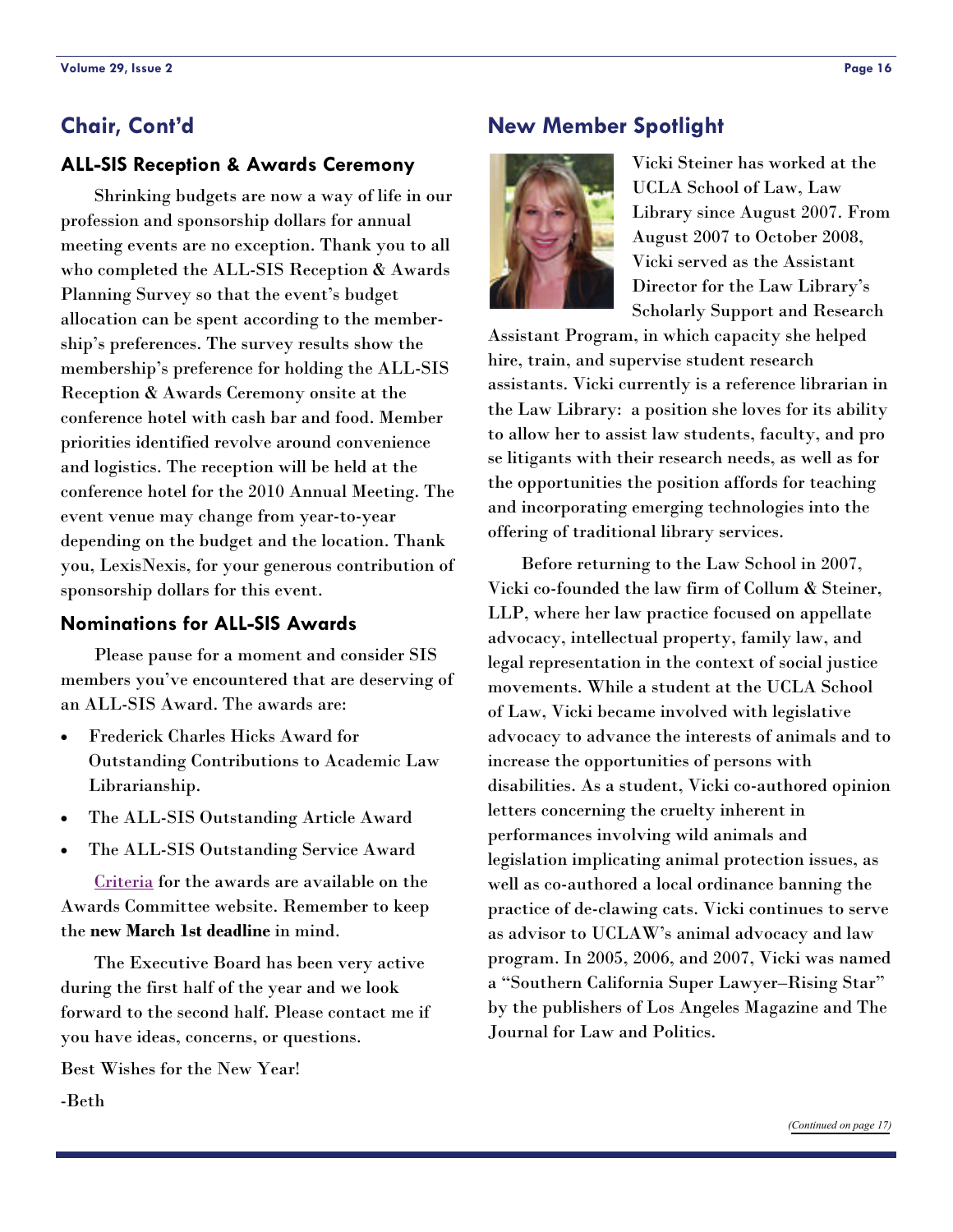## Chair, Cont'd

### ALL-SIS Reception & Awards Ceremony

Shrinking budgets are now a way of life in our profession and sponsorship dollars for annual meeting events are no exception. Thank you to all who completed the ALL-SIS Reception & Awards Planning Survey so that the event's budget allocation can be spent according to the membership's preferences. The survey results show the membership's preference for holding the ALL-SIS Reception & Awards Ceremony onsite at the conference hotel with cash bar and food. Member priorities identified revolve around convenience and logistics. The reception will be held at the conference hotel for the 2010 Annual Meeting. The event venue may change from year-to-year depending on the budget and the location. Thank you, LexisNexis, for your generous contribution of sponsorship dollars for this event.

### Nominations for ALL-SIS Awards

Please pause for a moment and consider SIS members you've encountered that are deserving of an ALL-SIS Award. The awards are:

- Frederick Charles Hicks Award for Outstanding Contributions to Academic Law Librarianship.
- The ALL-SIS Outstanding Article Award
- The ALL-SIS Outstanding Service Award

Criteria for the awards are available on the Awards Committee website. Remember to keep the **new March 1st deadline** in mind.

The Executive Board has been very active during the first half of the year and we look forward to the second half. Please contact me if you have ideas, concerns, or questions.

Best Wishes for the New Year!

-Beth

## New Member Spotlight

Vicki Steiner has worked at the UCLA School of Law, Law Library since August 2007. From August 2007 to October 2008, Vicki served as the Assistant Director for the Law Library's Scholarly Support and Research Assistant Program, in which capacity she helped hire, train, and supervise student research assistants. Vicki currently is a reference librarian in the Law Library: a position she loves for its ability to allow her to assist law students, faculty, and pro se litigants with their research needs, as well as for the opportunities the position affords for teaching and incorporating emerging technologies into the offering of traditional library services.

Before returning to the Law School in 2007, Vicki co-founded the law firm of Collum & Steiner, LLP, where her law practice focused on appellate advocacy, intellectual property, family law, and legal representation in the context of social justice movements. While a student at the UCLA School of Law, Vicki became involved with legislative advocacy to advance the interests of animals and to increase the opportunities of persons with disabilities. As a student, Vicki co-authored opinion letters concerning the cruelty inherent in performances involving wild animals and legislation implicating animal protection issues, as well as co-authored a local ordinance banning the practice of de-clawing cats. Vicki continues to serve as advisor to UCLAW's animal advocacy and law program. In 2005, 2006, and 2007, Vicki was named a "Southern California Super Lawyer–Rising Star" by the publishers of Los Angeles Magazine and The Journal for Law and Politics.

*(Continued on page 17)*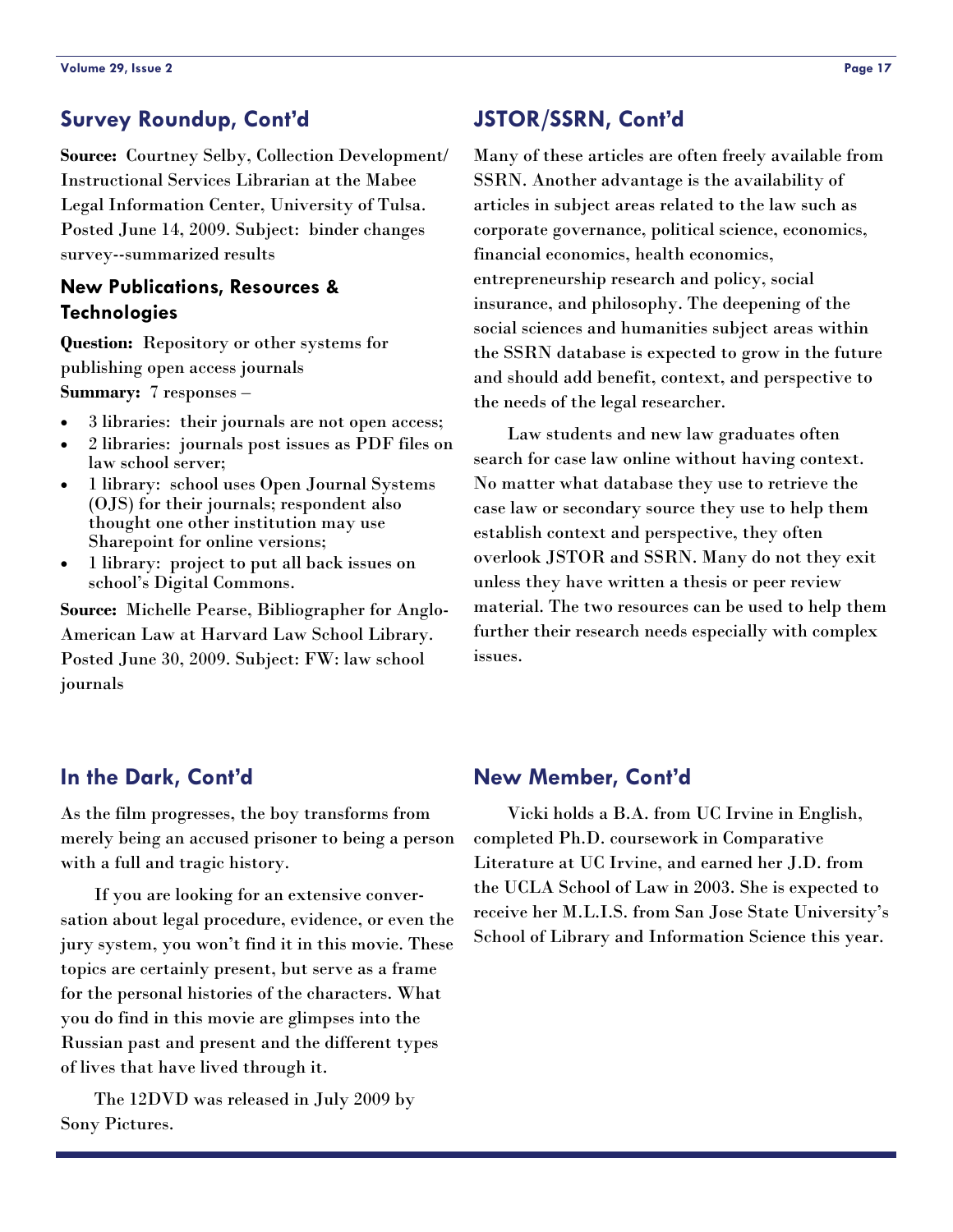## Survey Roundup, Cont'd

**Source:** Courtney Selby, Collection Development/ Instructional Services Librarian at the Mabee Legal Information Center, University of Tulsa. Posted June 14, 2009. Subject: binder changes survey--summarized results

### New Publications, Resources & Technologies

**Question:** Repository or other systems for publishing open access journals

**Summary:** 7 responses –

- 3 libraries: their journals are not open access;
- 2 libraries: journals post issues as PDF files on law school server;
- 1 library: school uses Open Journal Systems (OJS) for their journals; respondent also thought one other institution may use Sharepoint for online versions;
- 1 library: project to put all back issues on school's Digital Commons.

**Source:** Michelle Pearse, Bibliographer for Anglo-American Law at Harvard Law School Library. Posted June 30, 2009. Subject: FW: law school journals

## JSTOR/SSRN, Cont'd

Many of these articles are often freely available from SSRN. Another advantage is the availability of articles in subject areas related to the law such as corporate governance, political science, economics, financial economics, health economics, entrepreneurship research and policy, social insurance, and philosophy. The deepening of the social sciences and humanities subject areas within the SSRN database is expected to grow in the future and should add benefit, context, and perspective to the needs of the legal researcher.

Law students and new law graduates often search for case law online without having context. No matter what database they use to retrieve the case law or secondary source they use to help them establish context and perspective, they often overlook JSTOR and SSRN. Many do not they exit unless they have written a thesis or peer review material. The two resources can be used to help them further their research needs especially with complex issues.

## In the Dark, Cont'd

As the film progresses, the boy transforms from merely being an accused prisoner to being a person with a full and tragic history.

If you are looking for an extensive conversation about legal procedure, evidence, or even the jury system, you won't find it in this movie. These topics are certainly present, but serve as a frame for the personal histories of the characters. What you do find in this movie are glimpses into the Russian past and present and the different types of lives that have lived through it.

The 12DVD was released in July 2009 by Sony Pictures.

## New Member, Cont'd

Vicki holds a B.A. from UC Irvine in English, completed Ph.D. coursework in Comparative Literature at UC Irvine, and earned her J.D. from the UCLA School of Law in 2003. She is expected to receive her M.L.I.S. from San Jose State University's School of Library and Information Science this year.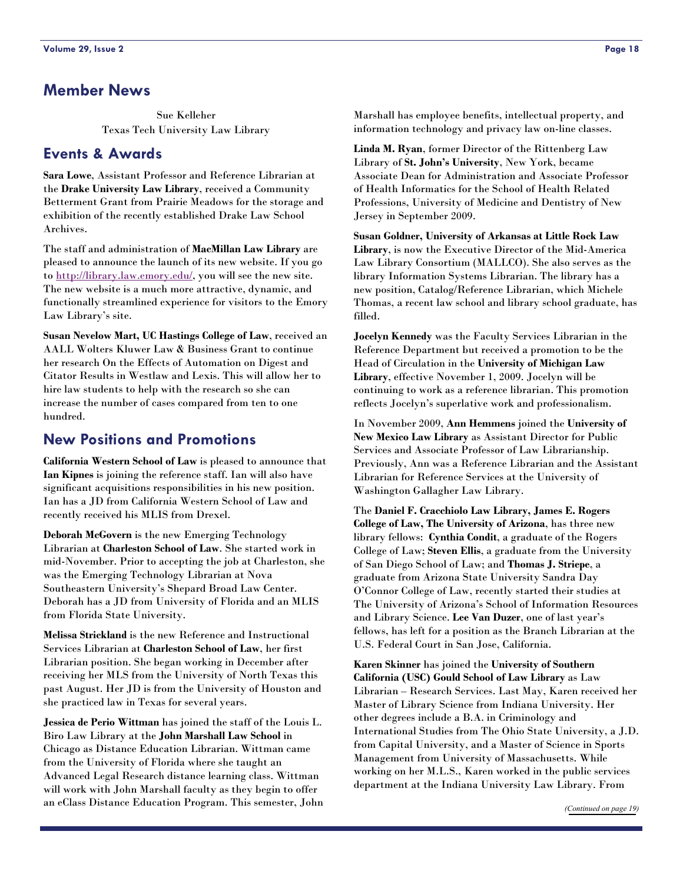## Member News

Sue Kelleher
Texas Tech University Law Library

### Events & Awards

**Sara Lowe**, Assistant Professor and Reference Librarian at the **Drake University Law Library**, received a Community Betterment Grant from Prairie Meadows for the storage and exhibition of the recently established Drake Law School Archives.

The staff and administration of **MacMillan Law Library** are pleased to announce the launch of its new website. If you go to http://library.law.emory.edu/, you will see the new site. The new website is a much more attractive, dynamic, and functionally streamlined experience for visitors to the Emory Law Library's site.

**Susan Nevelow Mart, UC Hastings College of Law**, received an AALL Wolters Kluwer Law & Business Grant to continue her research On the Effects of Automation on Digest and Citator Results in Westlaw and Lexis. This will allow her to hire law students to help with the research so she can increase the number of cases compared from ten to one hundred.

### New Positions and Promotions

**California Western School of Law** is pleased to announce that **Ian Kipnes** is joining the reference staff. Ian will also have significant acquisitions responsibilities in his new position. Ian has a JD from California Western School of Law and recently received his MLIS from Drexel.

**Deborah McGovern** is the new Emerging Technology Librarian at **Charleston School of Law**. She started work in mid-November. Prior to accepting the job at Charleston, she was the Emerging Technology Librarian at Nova Southeastern University's Shepard Broad Law Center. Deborah has a JD from University of Florida and an MLIS from Florida State University.

**Melissa Strickland** is the new Reference and Instructional Services Librarian at **Charleston School of Law**, her first Librarian position. She began working in December after receiving her MLS from the University of North Texas this past August. Her JD is from the University of Houston and she practiced law in Texas for several years.

**Jessica de Perio Wittman** has joined the staff of the Louis L. Biro Law Library at the **John Marshall Law School** in Chicago as Distance Education Librarian. Wittman came from the University of Florida where she taught an Advanced Legal Research distance learning class. Wittman will work with John Marshall faculty as they begin to offer an eClass Distance Education Program. This semester, John Marshall has employee benefits, intellectual property, and information technology and privacy law on-line classes.

**Linda M. Ryan**, former Director of the Rittenberg Law Library of **St. John's University**, New York, became Associate Dean for Administration and Associate Professor of Health Informatics for the School of Health Related Professions, University of Medicine and Dentistry of New Jersey in September 2009.

**Susan Goldner, University of Arkansas at Little Rock Law Library**, is now the Executive Director of the Mid-America Law Library Consortium (MALLCO). She also serves as the library Information Systems Librarian. The library has a new position, Catalog/Reference Librarian, which Michele Thomas, a recent law school and library school graduate, has filled.

**Jocelyn Kennedy** was the Faculty Services Librarian in the Reference Department but received a promotion to be the Head of Circulation in the **University of Michigan Law Library**, effective November 1, 2009. Jocelyn will be continuing to work as a reference librarian. This promotion reflects Jocelyn's superlative work and professionalism.

In November 2009, **Ann Hemmens** joined the **University of New Mexico Law Library** as Assistant Director for Public Services and Associate Professor of Law Librarianship. Previously, Ann was a Reference Librarian and the Assistant Librarian for Reference Services at the University of Washington Gallagher Law Library.

The **Daniel F. Cracchiolo Law Library, James E. Rogers College of Law, The University of Arizona**, has three new library fellows: **Cynthia Condit**, a graduate of the Rogers College of Law; **Steven Ellis**, a graduate from the University of San Diego School of Law; and **Thomas J. Striepe**, a graduate from Arizona State University Sandra Day O'Connor College of Law, recently started their studies at The University of Arizona's School of Information Resources and Library Science. **Lee Van Duzer**, one of last year's fellows, has left for a position as the Branch Librarian at the U.S. Federal Court in San Jose, California.

**Karen Skinner** has joined the **University of Southern California (USC) Gould School of Law Library** as Law Librarian – Research Services. Last May, Karen received her Master of Library Science from Indiana University. Her other degrees include a B.A. in Criminology and International Studies from The Ohio State University, a J.D. from Capital University, and a Master of Science in Sports Management from University of Massachusetts. While working on her M.L.S., Karen worked in the public services department at the Indiana University Law Library. From

*(Continued on page 19)*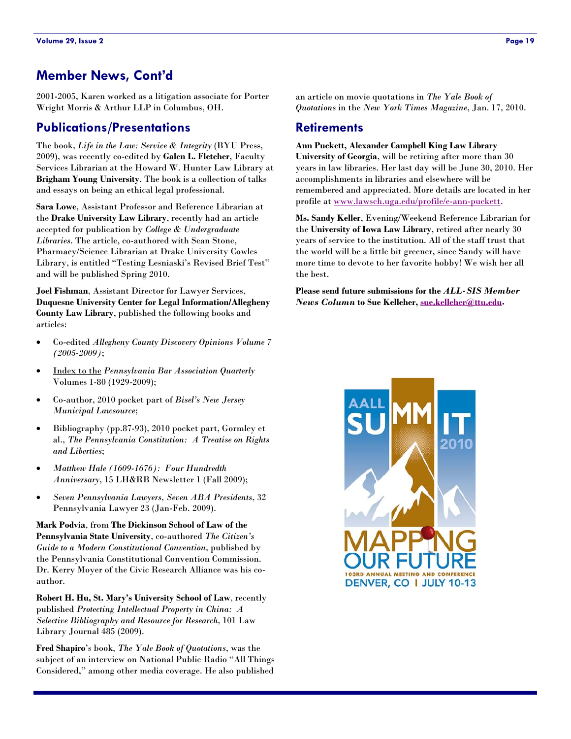## Member News, Cont'd

2001-2005, Karen worked as a litigation associate for Porter Wright Morris & Arthur LLP in Columbus, OH.

## Publications/Presentations

The book, *Life in the Law: Service & Integrity* (BYU Press, 2009), was recently co-edited by **Galen L. Fletcher**, Faculty Services Librarian at the Howard W. Hunter Law Library at **Brigham Young University**. The book is a collection of talks and essays on being an ethical legal professional.

**Sara Lowe**, Assistant Professor and Reference Librarian at the **Drake University Law Library**, recently had an article accepted for publication by *College & Undergraduate Libraries*. The article, co-authored with Sean Stone, Pharmacy/Science Librarian at Drake University Cowles Library, is entitled "Testing Lesniaski's Revised Brief Test" and will be published Spring 2010.

**Joel Fishman**, Assistant Director for Lawyer Services, **Duquesne University Center for Legal Information/Allegheny County Law Library**, published the following books and articles:

- Co-edited *Allegheny County Discovery Opinions Volume 7 (2005-2009)*;
- Index to the *Pennsylvania Bar Association Quarterly* Volumes 1-80 (1929-2009);
- Co-author, 2010 pocket part of *Bisel's New Jersey Municipal Lawsource*;
- Bibliography (pp.87-93), 2010 pocket part, Gormley et al., *The Pennsylvania Constitution: A Treatise on Rights and Liberties*;
- *Matthew Hale (1609-1676): Four Hundredth Anniversary*, 15 LH&RB Newsletter 1 (Fall 2009);
- *Seven Pennsylvania Lawyers, Seven ABA Presidents*, 32 Pennsylvania Lawyer 23 (Jan-Feb. 2009).

**Mark Podvia**, from **The Dickinson School of Law of the Pennsylvania State University**, co-authored *The Citizen's Guide to a Modern Constitutional Convention*, published by the Pennsylvania Constitutional Convention Commission. Dr. Kerry Moyer of the Civic Research Alliance was his co-author.

**Robert H. Hu, St. Mary's University School of Law**, recently published *Protecting Intellectual Property in China: A Selective Bibliography and Resource for Research*, 101 Law Library Journal 485 (2009).

**Fred Shapiro**'s book, *The Yale Book of Quotations*, was the subject of an interview on National Public Radio "All Things Considered," among other media coverage. He also published an article on movie quotations in *The Yale Book of Quotations* in the *New York Times Magazine*, Jan. 17, 2010.

## Retirements

**Ann Puckett, Alexander Campbell King Law Library University of Georgia**, will be retiring after more than 30 years in law libraries. Her last day will be June 30, 2010. Her accomplishments in libraries and elsewhere will be remembered and appreciated. More details are located in her profile at www.lawsch.uga.edu/profile/e-ann-puckett.

**Ms. Sandy Keller**, Evening/Weekend Reference Librarian for the **University of Iowa Law Library**, retired after nearly 30 years of service to the institution. All of the staff trust that the world will be a little bit greener, since Sandy will have more time to devote to her favorite hobby! We wish her all the best.

**Please send future submissions for the *ALL-SIS Member News Column* to Sue Kelleher, sue.kelleher@ttu.edu.**

AALL SUMMIT 2010

MAPPING OUR FUTURE

103RD ANNUAL MEETING AND CONFERENCE

DENVER, CO | JULY 10-13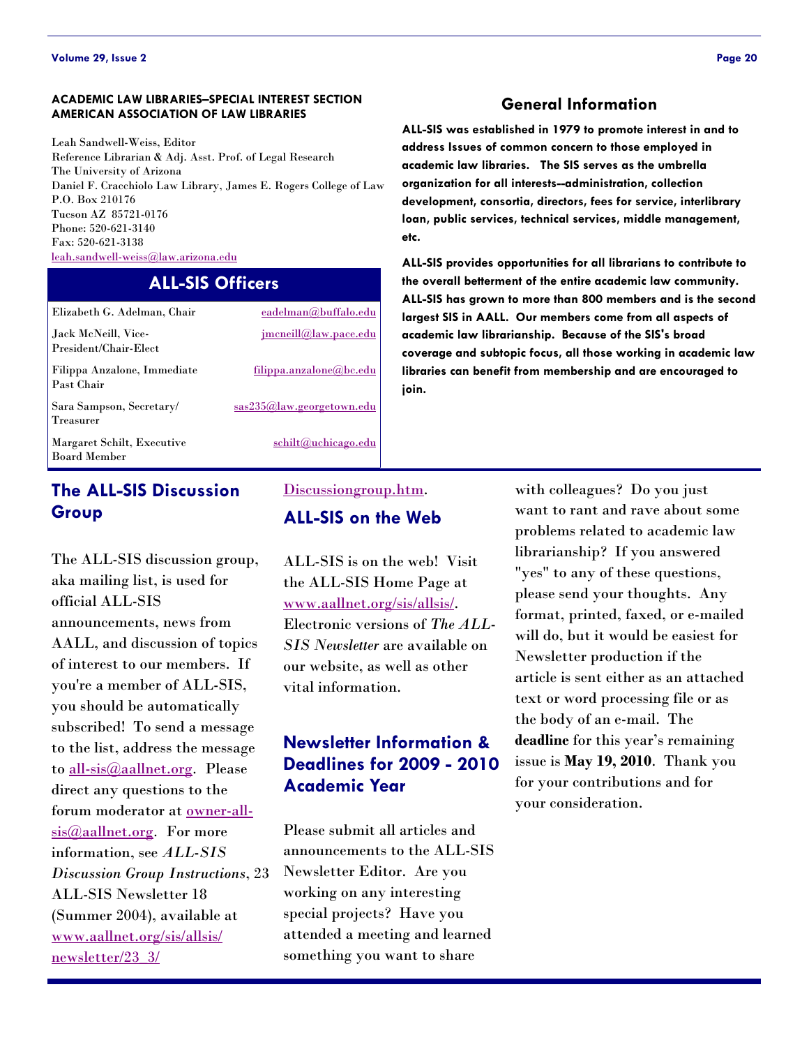**ACADEMIC LAW LIBRARIES–SPECIAL INTEREST SECTION**
**AMERICAN ASSOCIATION OF LAW LIBRARIES**

Leah Sandwell-Weiss, Editor
Reference Librarian & Adj. Asst. Prof. of Legal Research
The University of Arizona
Daniel F. Cracchiolo Law Library, James E. Rogers College of Law
P.O. Box 210176
Tucson AZ 85721-0176
Phone: 520-621-3140
Fax: 520-621-3138
leah.sandwell-weiss@law.arizona.edu

## ALL-SIS Officers

| | |
|---|---|
| Elizabeth G. Adelman, Chair | eadelman@buffalo.edu |
| Jack McNeill, Vice-President/Chair-Elect | jmcneill@law.pace.edu |
| Filippa Anzalone, Immediate Past Chair | filippa.anzalone@bc.edu |
| Sara Sampson, Secretary/Treasurer | sas235@law.georgetown.edu |
| Margaret Schilt, Executive Board Member | schilt@uchicago.edu |

## General Information

**ALL-SIS was established in 1979 to promote interest in and to address Issues of common concern to those employed in academic law libraries. The SIS serves as the umbrella organization for all interests--administration, collection development, consortia, directors, fees for service, interlibrary loan, public services, technical services, middle management, etc.**

**ALL-SIS provides opportunities for all librarians to contribute to the overall betterment of the entire academic law community. ALL-SIS has grown to more than 800 members and is the second largest SIS in AALL. Our members come from all aspects of academic law librarianship. Because of the SIS's broad coverage and subtopic focus, all those working in academic law libraries can benefit from membership and are encouraged to join.**

## The ALL-SIS Discussion Group

The ALL-SIS discussion group, aka mailing list, is used for official ALL-SIS announcements, news from AALL, and discussion of topics of interest to our members. If you're a member of ALL-SIS, you should be automatically subscribed! To send a message to the list, address the message to all-sis@aallnet.org. Please direct any questions to the forum moderator at owner-all-sis@aallnet.org. For more information, see *ALL-SIS Discussion Group Instructions*, 23 ALL-SIS Newsletter 18 (Summer 2004), available at www.aallnet.org/sis/allsis/newsletter/23_3/Discussiongroup.htm.

## ALL-SIS on the Web

ALL-SIS is on the web! Visit the ALL-SIS Home Page at www.aallnet.org/sis/allsis/. Electronic versions of *The ALL-SIS Newsletter* are available on our website, as well as other vital information.

## Newsletter Information & Deadlines for 2009 - 2010 Academic Year

Please submit all articles and announcements to the ALL-SIS Newsletter Editor. Are you working on any interesting special projects? Have you attended a meeting and learned something you want to share with colleagues? Do you just want to rant and rave about some problems related to academic law librarianship? If you answered "yes" to any of these questions, please send your thoughts. Any format, printed, faxed, or e-mailed will do, but it would be easiest for Newsletter production if the article is sent either as an attached text or word processing file or as the body of an e-mail. The **deadline** for this year's remaining issue is **May 19, 2010**. Thank you for your contributions and for your consideration.